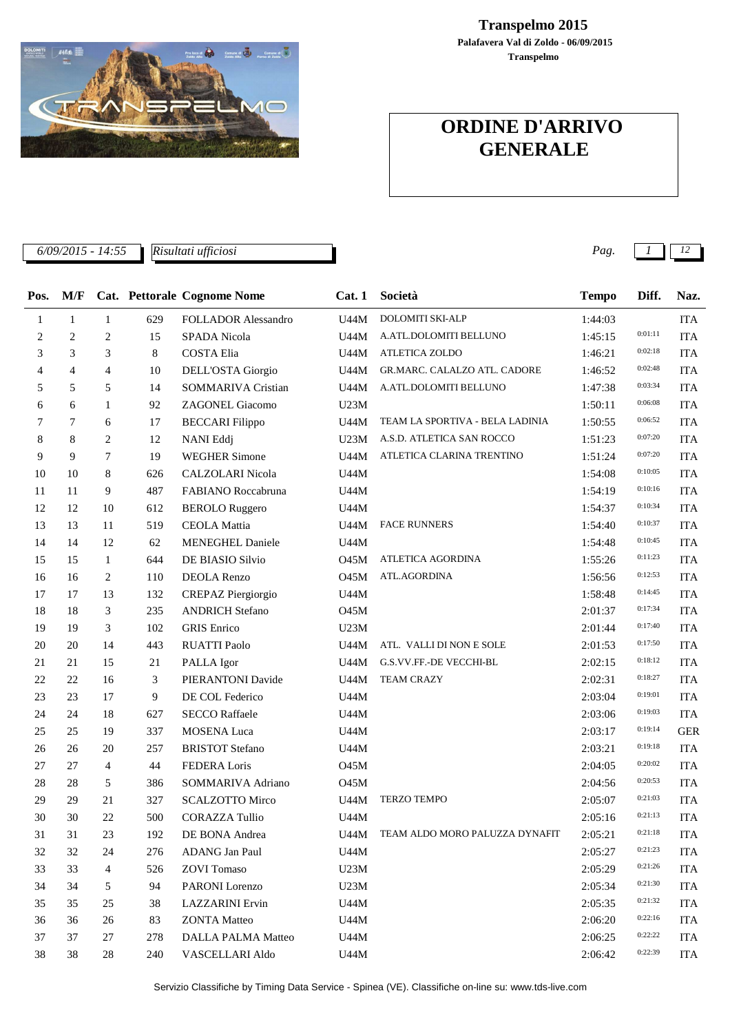**Transpelmo 2015**
**Palafavera Val di Zoldo - 06/09/2015**
**Transpelmo**

# ORDINE D'ARRIVO GENERALE

*6/09/2015 - 14:55* *Risultati ufficiosi*

| Pos. | M/F | Cat. | Pettorale | Cognome Nome | Cat. 1 | Società | Tempo | Diff. | Naz. |
|---|---|---|---|---|---|---|---|---|---|
| 1 | 1 | 1 | 629 | FOLLADOR Alessandro | U44M | DOLOMITI SKI-ALP | 1:44:03 | | ITA |
| 2 | 2 | 2 | 15 | SPADA Nicola | U44M | A.ATL.DOLOMITI BELLUNO | 1:45:15 | 0:01:11 | ITA |
| 3 | 3 | 3 | 8 | COSTA Elia | U44M | ATLETICA ZOLDO | 1:46:21 | 0:02:18 | ITA |
| 4 | 4 | 4 | 10 | DELL'OSTA Giorgio | U44M | GR.MARC. CALALZO ATL. CADORE | 1:46:52 | 0:02:48 | ITA |
| 5 | 5 | 5 | 14 | SOMMARIVA Cristian | U44M | A.ATL.DOLOMITI BELLUNO | 1:47:38 | 0:03:34 | ITA |
| 6 | 6 | 1 | 92 | ZAGONEL Giacomo | U23M | | 1:50:11 | 0:06:08 | ITA |
| 7 | 7 | 6 | 17 | BECCARI Filippo | U44M | TEAM LA SPORTIVA - BELA LADINIA | 1:50:55 | 0:06:52 | ITA |
| 8 | 8 | 2 | 12 | NANI Eddj | U23M | A.S.D. ATLETICA SAN ROCCO | 1:51:23 | 0:07:20 | ITA |
| 9 | 9 | 7 | 19 | WEGHER Simone | U44M | ATLETICA CLARINA TRENTINO | 1:51:24 | 0:07:20 | ITA |
| 10 | 10 | 8 | 626 | CALZOLARI Nicola | U44M | | 1:54:08 | 0:10:05 | ITA |
| 11 | 11 | 9 | 487 | FABIANO Roccabruna | U44M | | 1:54:19 | 0:10:16 | ITA |
| 12 | 12 | 10 | 612 | BEROLO Ruggero | U44M | | 1:54:37 | 0:10:34 | ITA |
| 13 | 13 | 11 | 519 | CEOLA Mattia | U44M | FACE RUNNERS | 1:54:40 | 0:10:37 | ITA |
| 14 | 14 | 12 | 62 | MENEGHEL Daniele | U44M | | 1:54:48 | 0:10:45 | ITA |
| 15 | 15 | 1 | 644 | DE BIASIO Silvio | O45M | ATLETICA AGORDINA | 1:55:26 | 0:11:23 | ITA |
| 16 | 16 | 2 | 110 | DEOLA Renzo | O45M | ATL.AGORDINA | 1:56:56 | 0:12:53 | ITA |
| 17 | 17 | 13 | 132 | CREPAZ Piergiorgio | U44M | | 1:58:48 | 0:14:45 | ITA |
| 18 | 18 | 3 | 235 | ANDRICH Stefano | O45M | | 2:01:37 | 0:17:34 | ITA |
| 19 | 19 | 3 | 102 | GRIS Enrico | U23M | | 2:01:44 | 0:17:40 | ITA |
| 20 | 20 | 14 | 443 | RUATTI Paolo | U44M | ATL. VALLI DI NON E SOLE | 2:01:53 | 0:17:50 | ITA |
| 21 | 21 | 15 | 21 | PALLA Igor | U44M | G.S.VV.FF.-DE VECCHI-BL | 2:02:15 | 0:18:12 | ITA |
| 22 | 22 | 16 | 3 | PIERANTONI Davide | U44M | TEAM CRAZY | 2:02:31 | 0:18:27 | ITA |
| 23 | 23 | 17 | 9 | DE COL Federico | U44M | | 2:03:04 | 0:19:01 | ITA |
| 24 | 24 | 18 | 627 | SECCO Raffaele | U44M | | 2:03:06 | 0:19:03 | ITA |
| 25 | 25 | 19 | 337 | MOSENA Luca | U44M | | 2:03:17 | 0:19:14 | GER |
| 26 | 26 | 20 | 257 | BRISTOT Stefano | U44M | | 2:03:21 | 0:19:18 | ITA |
| 27 | 27 | 4 | 44 | FEDERA Loris | O45M | | 2:04:05 | 0:20:02 | ITA |
| 28 | 28 | 5 | 386 | SOMMARIVA Adriano | O45M | | 2:04:56 | 0:20:53 | ITA |
| 29 | 29 | 21 | 327 | SCALZOTTO Mirco | U44M | TERZO TEMPO | 2:05:07 | 0:21:03 | ITA |
| 30 | 30 | 22 | 500 | CORAZZA Tullio | U44M | | 2:05:16 | 0:21:13 | ITA |
| 31 | 31 | 23 | 192 | DE BONA Andrea | U44M | TEAM ALDO MORO PALUZZA DYNAFIT | 2:05:21 | 0:21:18 | ITA |
| 32 | 32 | 24 | 276 | ADANG Jan Paul | U44M | | 2:05:27 | 0:21:23 | ITA |
| 33 | 33 | 4 | 526 | ZOVI Tomaso | U23M | | 2:05:29 | 0:21:26 | ITA |
| 34 | 34 | 5 | 94 | PARONI Lorenzo | U23M | | 2:05:34 | 0:21:30 | ITA |
| 35 | 35 | 25 | 38 | LAZZARINI Ervin | U44M | | 2:05:35 | 0:21:32 | ITA |
| 36 | 36 | 26 | 83 | ZONTA Matteo | U44M | | 2:06:20 | 0:22:16 | ITA |
| 37 | 37 | 27 | 278 | DALLA PALMA Matteo | U44M | | 2:06:25 | 0:22:22 | ITA |
| 38 | 38 | 28 | 240 | VASCELLARI Aldo | U44M | | 2:06:42 | 0:22:39 | ITA |

Servizio Classifiche by Timing Data Service - Spinea (VE). Classifiche on-line su: www.tds-live.com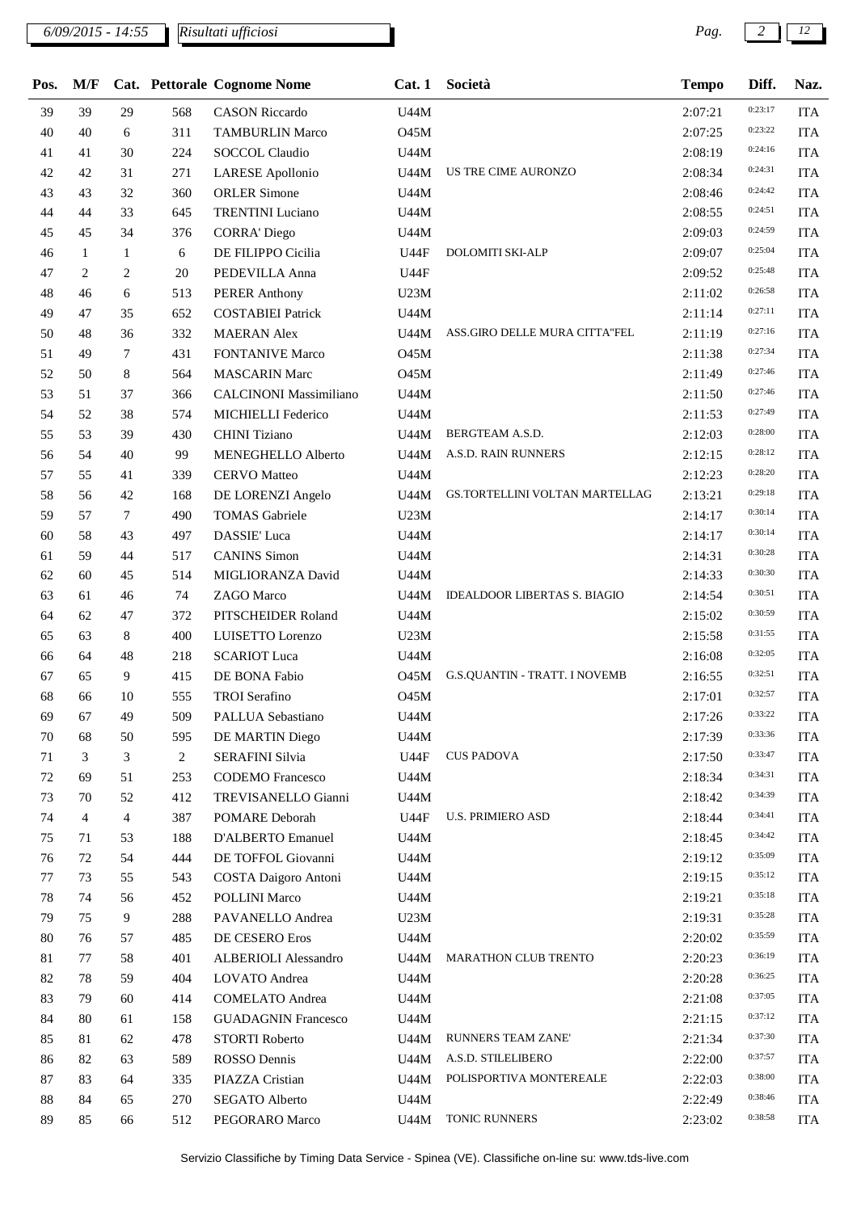| Pos. | M/F | Cat. | Pettorale | Cognome Nome | Cat. 1 | Società | Tempo | Diff. | Naz. |
|---|---|---|---|---|---|---|---|---|---|
| 39 | 39 | 29 | 568 | CASON Riccardo | U44M | | 2:07:21 | 0:23:17 | ITA |
| 40 | 40 | 6 | 311 | TAMBURLIN Marco | O45M | | 2:07:25 | 0:23:22 | ITA |
| 41 | 41 | 30 | 224 | SOCCOL Claudio | U44M | | 2:08:19 | 0:24:16 | ITA |
| 42 | 42 | 31 | 271 | LARESE Apollonio | U44M | US TRE CIME AURONZO | 2:08:34 | 0:24:31 | ITA |
| 43 | 43 | 32 | 360 | ORLER Simone | U44M | | 2:08:46 | 0:24:42 | ITA |
| 44 | 44 | 33 | 645 | TRENTINI Luciano | U44M | | 2:08:55 | 0:24:51 | ITA |
| 45 | 45 | 34 | 376 | CORRA' Diego | U44M | | 2:09:03 | 0:24:59 | ITA |
| 46 | 1 | 1 | 6 | DE FILIPPO Cicilia | U44F | DOLOMITI SKI-ALP | 2:09:07 | 0:25:04 | ITA |
| 47 | 2 | 2 | 20 | PEDEVILLA Anna | U44F | | 2:09:52 | 0:25:48 | ITA |
| 48 | 46 | 6 | 513 | PERER Anthony | U23M | | 2:11:02 | 0:26:58 | ITA |
| 49 | 47 | 35 | 652 | COSTABIEI Patrick | U44M | | 2:11:14 | 0:27:11 | ITA |
| 50 | 48 | 36 | 332 | MAERAN Alex | U44M | ASS.GIRO DELLE MURA CITTA"FEL | 2:11:19 | 0:27:16 | ITA |
| 51 | 49 | 7 | 431 | FONTANIVE Marco | O45M | | 2:11:38 | 0:27:34 | ITA |
| 52 | 50 | 8 | 564 | MASCARIN Marc | O45M | | 2:11:49 | 0:27:46 | ITA |
| 53 | 51 | 37 | 366 | CALCINONI Massimiliano | U44M | | 2:11:50 | 0:27:46 | ITA |
| 54 | 52 | 38 | 574 | MICHIELLI Federico | U44M | | 2:11:53 | 0:27:49 | ITA |
| 55 | 53 | 39 | 430 | CHINI Tiziano | U44M | BERGTEAM A.S.D. | 2:12:03 | 0:28:00 | ITA |
| 56 | 54 | 40 | 99 | MENEGHELLO Alberto | U44M | A.S.D. RAIN RUNNERS | 2:12:15 | 0:28:12 | ITA |
| 57 | 55 | 41 | 339 | CERVO Matteo | U44M | | 2:12:23 | 0:28:20 | ITA |
| 58 | 56 | 42 | 168 | DE LORENZI Angelo | U44M | GS.TORTELLINI VOLTAN MARTELLAG | 2:13:21 | 0:29:18 | ITA |
| 59 | 57 | 7 | 490 | TOMAS Gabriele | U23M | | 2:14:17 | 0:30:14 | ITA |
| 60 | 58 | 43 | 497 | DASSIE' Luca | U44M | | 2:14:17 | 0:30:14 | ITA |
| 61 | 59 | 44 | 517 | CANINS Simon | U44M | | 2:14:31 | 0:30:28 | ITA |
| 62 | 60 | 45 | 514 | MIGLIORANZA David | U44M | | 2:14:33 | 0:30:30 | ITA |
| 63 | 61 | 46 | 74 | ZAGO Marco | U44M | IDEALDOOR LIBERTAS S. BIAGIO | 2:14:54 | 0:30:51 | ITA |
| 64 | 62 | 47 | 372 | PITSCHEIDER Roland | U44M | | 2:15:02 | 0:30:59 | ITA |
| 65 | 63 | 8 | 400 | LUISETTO Lorenzo | U23M | | 2:15:58 | 0:31:55 | ITA |
| 66 | 64 | 48 | 218 | SCARIOT Luca | U44M | | 2:16:08 | 0:32:05 | ITA |
| 67 | 65 | 9 | 415 | DE BONA Fabio | O45M | G.S.QUANTIN - TRATT. I NOVEMB | 2:16:55 | 0:32:51 | ITA |
| 68 | 66 | 10 | 555 | TROI Serafino | O45M | | 2:17:01 | 0:32:57 | ITA |
| 69 | 67 | 49 | 509 | PALLUA Sebastiano | U44M | | 2:17:26 | 0:33:22 | ITA |
| 70 | 68 | 50 | 595 | DE MARTIN Diego | U44M | | 2:17:39 | 0:33:36 | ITA |
| 71 | 3 | 3 | 2 | SERAFINI Silvia | U44F | CUS PADOVA | 2:17:50 | 0:33:47 | ITA |
| 72 | 69 | 51 | 253 | CODEMO Francesco | U44M | | 2:18:34 | 0:34:31 | ITA |
| 73 | 70 | 52 | 412 | TREVISANELLO Gianni | U44M | | 2:18:42 | 0:34:39 | ITA |
| 74 | 4 | 4 | 387 | POMARE Deborah | U44F | U.S. PRIMIERO ASD | 2:18:44 | 0:34:41 | ITA |
| 75 | 71 | 53 | 188 | D'ALBERTO Emanuel | U44M | | 2:18:45 | 0:34:42 | ITA |
| 76 | 72 | 54 | 444 | DE TOFFOL Giovanni | U44M | | 2:19:12 | 0:35:09 | ITA |
| 77 | 73 | 55 | 543 | COSTA Daigoro Antoni | U44M | | 2:19:15 | 0:35:12 | ITA |
| 78 | 74 | 56 | 452 | POLLINI Marco | U44M | | 2:19:21 | 0:35:18 | ITA |
| 79 | 75 | 9 | 288 | PAVANELLO Andrea | U23M | | 2:19:31 | 0:35:28 | ITA |
| 80 | 76 | 57 | 485 | DE CESERO Eros | U44M | | 2:20:02 | 0:35:59 | ITA |
| 81 | 77 | 58 | 401 | ALBERIOLI Alessandro | U44M | MARATHON CLUB TRENTO | 2:20:23 | 0:36:19 | ITA |
| 82 | 78 | 59 | 404 | LOVATO Andrea | U44M | | 2:20:28 | 0:36:25 | ITA |
| 83 | 79 | 60 | 414 | COMELATO Andrea | U44M | | 2:21:08 | 0:37:05 | ITA |
| 84 | 80 | 61 | 158 | GUADAGNIN Francesco | U44M | | 2:21:15 | 0:37:12 | ITA |
| 85 | 81 | 62 | 478 | STORTI Roberto | U44M | RUNNERS TEAM ZANE' | 2:21:34 | 0:37:30 | ITA |
| 86 | 82 | 63 | 589 | ROSSO Dennis | U44M | A.S.D. STILELIBERO | 2:22:00 | 0:37:57 | ITA |
| 87 | 83 | 64 | 335 | PIAZZA Cristian | U44M | POLISPORTIVA MONTEREALE | 2:22:03 | 0:38:00 | ITA |
| 88 | 84 | 65 | 270 | SEGATO Alberto | U44M | | 2:22:49 | 0:38:46 | ITA |
| 89 | 85 | 66 | 512 | PEGORARO Marco | U44M | TONIC RUNNERS | 2:23:02 | 0:38:58 | ITA |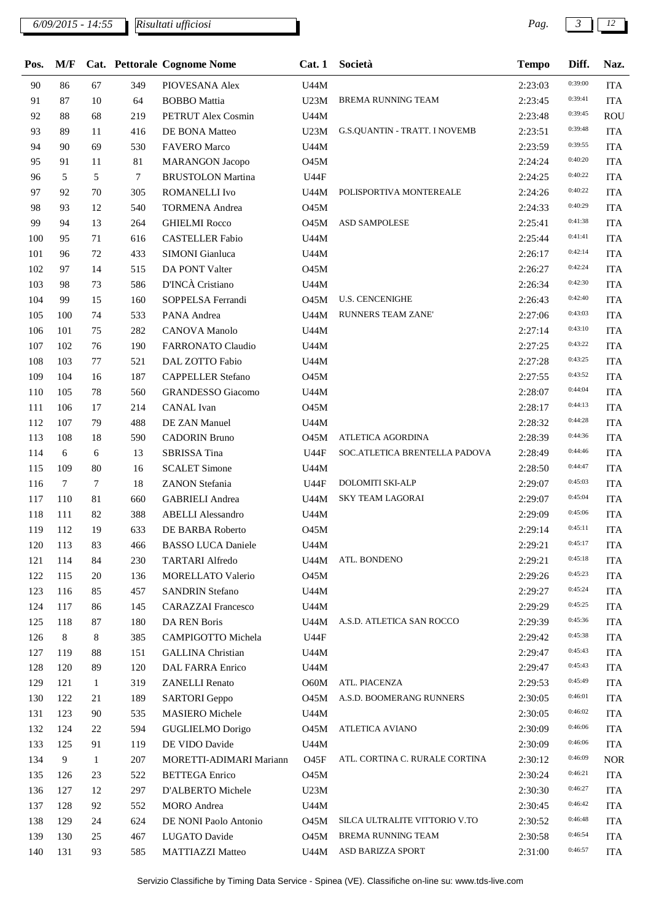| Pos. | M/F | Cat. | Pettorale | Cognome Nome | Cat. 1 | Società | Tempo | Diff. | Naz. |
|---|---|---|---|---|---|---|---|---|---|
| 90 | 86 | 67 | 349 | PIOVESANA Alex | U44M | | 2:23:03 | 0:39:00 | ITA |
| 91 | 87 | 10 | 64 | BOBBO Mattia | U23M | BREMA RUNNING TEAM | 2:23:45 | 0:39:41 | ITA |
| 92 | 88 | 68 | 219 | PETRUT Alex Cosmin | U44M | | 2:23:48 | 0:39:45 | ROU |
| 93 | 89 | 11 | 416 | DE BONA Matteo | U23M | G.S.QUANTIN - TRATT. I NOVEMB | 2:23:51 | 0:39:48 | ITA |
| 94 | 90 | 69 | 530 | FAVERO Marco | U44M | | 2:23:59 | 0:39:55 | ITA |
| 95 | 91 | 11 | 81 | MARANGON Jacopo | O45M | | 2:24:24 | 0:40:20 | ITA |
| 96 | 5 | 5 | 7 | BRUSTOLON Martina | U44F | | 2:24:25 | 0:40:22 | ITA |
| 97 | 92 | 70 | 305 | ROMANELLI Ivo | U44M | POLISPORTIVA MONTEREALE | 2:24:26 | 0:40:22 | ITA |
| 98 | 93 | 12 | 540 | TORMENA Andrea | O45M | | 2:24:33 | 0:40:29 | ITA |
| 99 | 94 | 13 | 264 | GHIELMI Rocco | O45M | ASD SAMPOLESE | 2:25:41 | 0:41:38 | ITA |
| 100 | 95 | 71 | 616 | CASTELLER Fabio | U44M | | 2:25:44 | 0:41:41 | ITA |
| 101 | 96 | 72 | 433 | SIMONI Gianluca | U44M | | 2:26:17 | 0:42:14 | ITA |
| 102 | 97 | 14 | 515 | DA PONT Valter | O45M | | 2:26:27 | 0:42:24 | ITA |
| 103 | 98 | 73 | 586 | D'INCÀ Cristiano | U44M | | 2:26:34 | 0:42:30 | ITA |
| 104 | 99 | 15 | 160 | SOPPELSA Ferrandi | O45M | U.S. CENCENIGHE | 2:26:43 | 0:42:40 | ITA |
| 105 | 100 | 74 | 533 | PANA Andrea | U44M | RUNNERS TEAM ZANE' | 2:27:06 | 0:43:03 | ITA |
| 106 | 101 | 75 | 282 | CANOVA Manolo | U44M | | 2:27:14 | 0:43:10 | ITA |
| 107 | 102 | 76 | 190 | FARRONATO Claudio | U44M | | 2:27:25 | 0:43:22 | ITA |
| 108 | 103 | 77 | 521 | DAL ZOTTO Fabio | U44M | | 2:27:28 | 0:43:25 | ITA |
| 109 | 104 | 16 | 187 | CAPPELLER Stefano | O45M | | 2:27:55 | 0:43:52 | ITA |
| 110 | 105 | 78 | 560 | GRANDESSO Giacomo | U44M | | 2:28:07 | 0:44:04 | ITA |
| 111 | 106 | 17 | 214 | CANAL Ivan | O45M | | 2:28:17 | 0:44:13 | ITA |
| 112 | 107 | 79 | 488 | DE ZAN Manuel | U44M | | 2:28:32 | 0:44:28 | ITA |
| 113 | 108 | 18 | 590 | CADORIN Bruno | O45M | ATLETICA AGORDINA | 2:28:39 | 0:44:36 | ITA |
| 114 | 6 | 6 | 13 | SBRISSA Tina | U44F | SOC.ATLETICA BRENTELLA PADOVA | 2:28:49 | 0:44:46 | ITA |
| 115 | 109 | 80 | 16 | SCALET Simone | U44M | | 2:28:50 | 0:44:47 | ITA |
| 116 | 7 | 7 | 18 | ZANON Stefania | U44F | DOLOMITI SKI-ALP | 2:29:07 | 0:45:03 | ITA |
| 117 | 110 | 81 | 660 | GABRIELI Andrea | U44M | SKY TEAM LAGORAI | 2:29:07 | 0:45:04 | ITA |
| 118 | 111 | 82 | 388 | ABELLI Alessandro | U44M | | 2:29:09 | 0:45:06 | ITA |
| 119 | 112 | 19 | 633 | DE BARBA Roberto | O45M | | 2:29:14 | 0:45:11 | ITA |
| 120 | 113 | 83 | 466 | BASSO LUCA Daniele | U44M | | 2:29:21 | 0:45:17 | ITA |
| 121 | 114 | 84 | 230 | TARTARI Alfredo | U44M | ATL. BONDENO | 2:29:21 | 0:45:18 | ITA |
| 122 | 115 | 20 | 136 | MORELLATO Valerio | O45M | | 2:29:26 | 0:45:23 | ITA |
| 123 | 116 | 85 | 457 | SANDRIN Stefano | U44M | | 2:29:27 | 0:45:24 | ITA |
| 124 | 117 | 86 | 145 | CARAZZAI Francesco | U44M | | 2:29:29 | 0:45:25 | ITA |
| 125 | 118 | 87 | 180 | DA REN Boris | U44M | A.S.D. ATLETICA SAN ROCCO | 2:29:39 | 0:45:36 | ITA |
| 126 | 8 | 8 | 385 | CAMPIGOTTO Michela | U44F | | 2:29:42 | 0:45:38 | ITA |
| 127 | 119 | 88 | 151 | GALLINA Christian | U44M | | 2:29:47 | 0:45:43 | ITA |
| 128 | 120 | 89 | 120 | DAL FARRA Enrico | U44M | | 2:29:47 | 0:45:43 | ITA |
| 129 | 121 | 1 | 319 | ZANELLI Renato | O60M | ATL. PIACENZA | 2:29:53 | 0:45:49 | ITA |
| 130 | 122 | 21 | 189 | SARTORI Geppo | O45M | A.S.D. BOOMERANG RUNNERS | 2:30:05 | 0:46:01 | ITA |
| 131 | 123 | 90 | 535 | MASIERO Michele | U44M | | 2:30:05 | 0:46:02 | ITA |
| 132 | 124 | 22 | 594 | GUGLIELMO Dorigo | O45M | ATLETICA AVIANO | 2:30:09 | 0:46:06 | ITA |
| 133 | 125 | 91 | 119 | DE VIDO Davide | U44M | | 2:30:09 | 0:46:06 | ITA |
| 134 | 9 | 1 | 207 | MORETTI-ADIMARI Mariann | O45F | ATL. CORTINA C. RURALE CORTINA | 2:30:12 | 0:46:09 | NOR |
| 135 | 126 | 23 | 522 | BETTEGA Enrico | O45M | | 2:30:24 | 0:46:21 | ITA |
| 136 | 127 | 12 | 297 | D'ALBERTO Michele | U23M | | 2:30:30 | 0:46:27 | ITA |
| 137 | 128 | 92 | 552 | MORO Andrea | U44M | | 2:30:45 | 0:46:42 | ITA |
| 138 | 129 | 24 | 624 | DE NONI Paolo Antonio | O45M | SILCA ULTRALITE VITTORIO V.TO | 2:30:52 | 0:46:48 | ITA |
| 139 | 130 | 25 | 467 | LUGATO Davide | O45M | BREMA RUNNING TEAM | 2:30:58 | 0:46:54 | ITA |
| 140 | 131 | 93 | 585 | MATTIAZZI Matteo | U44M | ASD BARIZZA SPORT | 2:31:00 | 0:46:57 | ITA |

Servizio Classifiche by Timing Data Service - Spinea (VE). Classifiche on-line su: www.tds-live.com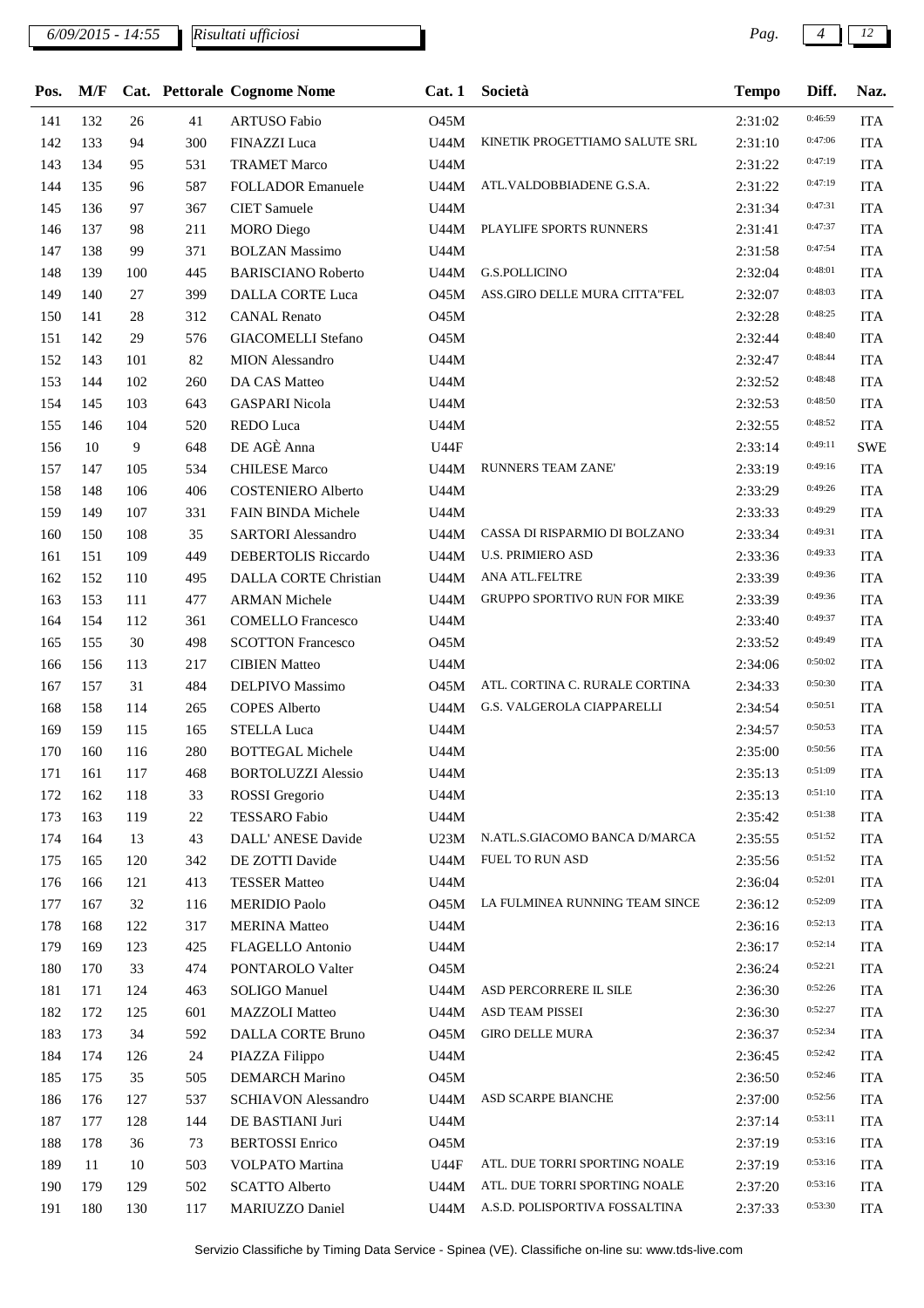6/09/2015 - 14:55 *Risultati ufficiosi*

| Pos. | M/F | Cat. | Pettorale | Cognome Nome | Cat. 1 | Società | Tempo | Diff. | Naz. |
|---|---|---|---|---|---|---|---|---|---|
| 141 | 132 | 26 | 41 | ARTUSO Fabio | O45M | | 2:31:02 | 0:46:59 | ITA |
| 142 | 133 | 94 | 300 | FINAZZI Luca | U44M | KINETIK PROGETTIAMO SALUTE SRL | 2:31:10 | 0:47:06 | ITA |
| 143 | 134 | 95 | 531 | TRAMET Marco | U44M | | 2:31:22 | 0:47:19 | ITA |
| 144 | 135 | 96 | 587 | FOLLADOR Emanuele | U44M | ATL.VALDOBBIADENE G.S.A. | 2:31:22 | 0:47:19 | ITA |
| 145 | 136 | 97 | 367 | CIET Samuele | U44M | | 2:31:34 | 0:47:31 | ITA |
| 146 | 137 | 98 | 211 | MORO Diego | U44M | PLAYLIFE SPORTS RUNNERS | 2:31:41 | 0:47:37 | ITA |
| 147 | 138 | 99 | 371 | BOLZAN Massimo | U44M | | 2:31:58 | 0:47:54 | ITA |
| 148 | 139 | 100 | 445 | BARISCIANO Roberto | U44M | G.S.POLLICINO | 2:32:04 | 0:48:01 | ITA |
| 149 | 140 | 27 | 399 | DALLA CORTE Luca | O45M | ASS.GIRO DELLE MURA CITTA"FEL | 2:32:07 | 0:48:03 | ITA |
| 150 | 141 | 28 | 312 | CANAL Renato | O45M | | 2:32:28 | 0:48:25 | ITA |
| 151 | 142 | 29 | 576 | GIACOMELLI Stefano | O45M | | 2:32:44 | 0:48:40 | ITA |
| 152 | 143 | 101 | 82 | MION Alessandro | U44M | | 2:32:47 | 0:48:44 | ITA |
| 153 | 144 | 102 | 260 | DA CAS Matteo | U44M | | 2:32:52 | 0:48:48 | ITA |
| 154 | 145 | 103 | 643 | GASPARI Nicola | U44M | | 2:32:53 | 0:48:50 | ITA |
| 155 | 146 | 104 | 520 | REDO Luca | U44M | | 2:32:55 | 0:48:52 | ITA |
| 156 | 10 | 9 | 648 | DE AGÈ Anna | U44F | | 2:33:14 | 0:49:11 | SWE |
| 157 | 147 | 105 | 534 | CHILESE Marco | U44M | RUNNERS TEAM ZANE' | 2:33:19 | 0:49:16 | ITA |
| 158 | 148 | 106 | 406 | COSTENIERO Alberto | U44M | | 2:33:29 | 0:49:26 | ITA |
| 159 | 149 | 107 | 331 | FAIN BINDA Michele | U44M | | 2:33:33 | 0:49:29 | ITA |
| 160 | 150 | 108 | 35 | SARTORI Alessandro | U44M | CASSA DI RISPARMIO DI BOLZANO | 2:33:34 | 0:49:31 | ITA |
| 161 | 151 | 109 | 449 | DEBERTOLIS Riccardo | U44M | U.S. PRIMIERO ASD | 2:33:36 | 0:49:33 | ITA |
| 162 | 152 | 110 | 495 | DALLA CORTE Christian | U44M | ANA ATL.FELTRE | 2:33:39 | 0:49:36 | ITA |
| 163 | 153 | 111 | 477 | ARMAN Michele | U44M | GRUPPO SPORTIVO RUN FOR MIKE | 2:33:39 | 0:49:36 | ITA |
| 164 | 154 | 112 | 361 | COMELLO Francesco | U44M | | 2:33:40 | 0:49:37 | ITA |
| 165 | 155 | 30 | 498 | SCOTTON Francesco | O45M | | 2:33:52 | 0:49:49 | ITA |
| 166 | 156 | 113 | 217 | CIBIEN Matteo | U44M | | 2:34:06 | 0:50:02 | ITA |
| 167 | 157 | 31 | 484 | DELPIVO Massimo | O45M | ATL. CORTINA C. RURALE CORTINA | 2:34:33 | 0:50:30 | ITA |
| 168 | 158 | 114 | 265 | COPES Alberto | U44M | G.S. VALGEROLA CIAPPARELLI | 2:34:54 | 0:50:51 | ITA |
| 169 | 159 | 115 | 165 | STELLA Luca | U44M | | 2:34:57 | 0:50:53 | ITA |
| 170 | 160 | 116 | 280 | BOTTEGAL Michele | U44M | | 2:35:00 | 0:50:56 | ITA |
| 171 | 161 | 117 | 468 | BORTOLUZZI Alessio | U44M | | 2:35:13 | 0:51:09 | ITA |
| 172 | 162 | 118 | 33 | ROSSI Gregorio | U44M | | 2:35:13 | 0:51:10 | ITA |
| 173 | 163 | 119 | 22 | TESSARO Fabio | U44M | | 2:35:42 | 0:51:38 | ITA |
| 174 | 164 | 13 | 43 | DALL' ANESE Davide | U23M | N.ATL.S.GIACOMO BANCA D/MARCA | 2:35:55 | 0:51:52 | ITA |
| 175 | 165 | 120 | 342 | DE ZOTTI Davide | U44M | FUEL TO RUN ASD | 2:35:56 | 0:51:52 | ITA |
| 176 | 166 | 121 | 413 | TESSER Matteo | U44M | | 2:36:04 | 0:52:01 | ITA |
| 177 | 167 | 32 | 116 | MERIDIO Paolo | O45M | LA FULMINEA RUNNING TEAM SINCE | 2:36:12 | 0:52:09 | ITA |
| 178 | 168 | 122 | 317 | MERINA Matteo | U44M | | 2:36:16 | 0:52:13 | ITA |
| 179 | 169 | 123 | 425 | FLAGELLO Antonio | U44M | | 2:36:17 | 0:52:14 | ITA |
| 180 | 170 | 33 | 474 | PONTAROLO Valter | O45M | | 2:36:24 | 0:52:21 | ITA |
| 181 | 171 | 124 | 463 | SOLIGO Manuel | U44M | ASD PERCORRERE IL SILE | 2:36:30 | 0:52:26 | ITA |
| 182 | 172 | 125 | 601 | MAZZOLI Matteo | U44M | ASD TEAM PISSEI | 2:36:30 | 0:52:27 | ITA |
| 183 | 173 | 34 | 592 | DALLA CORTE Bruno | O45M | GIRO DELLE MURA | 2:36:37 | 0:52:34 | ITA |
| 184 | 174 | 126 | 24 | PIAZZA Filippo | U44M | | 2:36:45 | 0:52:42 | ITA |
| 185 | 175 | 35 | 505 | DEMARCH Marino | O45M | | 2:36:50 | 0:52:46 | ITA |
| 186 | 176 | 127 | 537 | SCHIAVON Alessandro | U44M | ASD SCARPE BIANCHE | 2:37:00 | 0:52:56 | ITA |
| 187 | 177 | 128 | 144 | DE BASTIANI Juri | U44M | | 2:37:14 | 0:53:11 | ITA |
| 188 | 178 | 36 | 73 | BERTOSSI Enrico | O45M | | 2:37:19 | 0:53:16 | ITA |
| 189 | 11 | 10 | 503 | VOLPATO Martina | U44F | ATL. DUE TORRI SPORTING NOALE | 2:37:19 | 0:53:16 | ITA |
| 190 | 179 | 129 | 502 | SCATTO Alberto | U44M | ATL. DUE TORRI SPORTING NOALE | 2:37:20 | 0:53:16 | ITA |
| 191 | 180 | 130 | 117 | MARIUZZO Daniel | U44M | A.S.D. POLISPORTIVA FOSSALTINA | 2:37:33 | 0:53:30 | ITA |

Servizio Classifiche by Timing Data Service - Spinea (VE). Classifiche on-line su: www.tds-live.com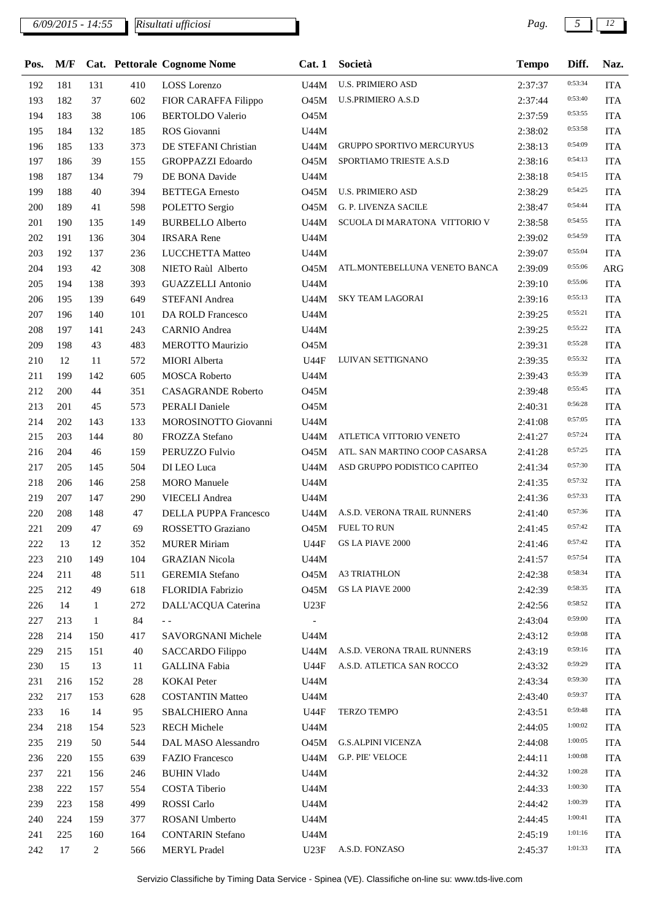| Pos. | M/F | Cat. | Pettorale | Cognome Nome | Cat. 1 | Società | Tempo | Diff. | Naz. |
|---|---|---|---|---|---|---|---|---|---|
| 192 | 181 | 131 | 410 | LOSS Lorenzo | U44M | U.S. PRIMIERO ASD | 2:37:37 | 0:53:34 | ITA |
| 193 | 182 | 37 | 602 | FIOR CARAFFA Filippo | O45M | U.S.PRIMIERO A.S.D | 2:37:44 | 0:53:40 | ITA |
| 194 | 183 | 38 | 106 | BERTOLDO Valerio | O45M | | 2:37:59 | 0:53:55 | ITA |
| 195 | 184 | 132 | 185 | ROS Giovanni | U44M | | 2:38:02 | 0:53:58 | ITA |
| 196 | 185 | 133 | 373 | DE STEFANI Christian | U44M | GRUPPO SPORTIVO MERCURYUS | 2:38:13 | 0:54:09 | ITA |
| 197 | 186 | 39 | 155 | GROPPAZZI Edoardo | O45M | SPORTIAMO TRIESTE A.S.D | 2:38:16 | 0:54:13 | ITA |
| 198 | 187 | 134 | 79 | DE BONA Davide | U44M | | 2:38:18 | 0:54:15 | ITA |
| 199 | 188 | 40 | 394 | BETTEGA Ernesto | O45M | U.S. PRIMIERO ASD | 2:38:29 | 0:54:25 | ITA |
| 200 | 189 | 41 | 598 | POLETTO Sergio | O45M | G. P. LIVENZA SACILE | 2:38:47 | 0:54:44 | ITA |
| 201 | 190 | 135 | 149 | BURBELLO Alberto | U44M | SCUOLA DI MARATONA VITTORIO V | 2:38:58 | 0:54:55 | ITA |
| 202 | 191 | 136 | 304 | IRSARA Rene | U44M | | 2:39:02 | 0:54:59 | ITA |
| 203 | 192 | 137 | 236 | LUCCHETTA Matteo | U44M | | 2:39:07 | 0:55:04 | ITA |
| 204 | 193 | 42 | 308 | NIETO Raùl Alberto | O45M | ATL.MONTEBELLUNA VENETO BANCA | 2:39:09 | 0:55:06 | ARG |
| 205 | 194 | 138 | 393 | GUAZZELLI Antonio | U44M | | 2:39:10 | 0:55:06 | ITA |
| 206 | 195 | 139 | 649 | STEFANI Andrea | U44M | SKY TEAM LAGORAI | 2:39:16 | 0:55:13 | ITA |
| 207 | 196 | 140 | 101 | DA ROLD Francesco | U44M | | 2:39:25 | 0:55:21 | ITA |
| 208 | 197 | 141 | 243 | CARNIO Andrea | U44M | | 2:39:25 | 0:55:22 | ITA |
| 209 | 198 | 43 | 483 | MEROTTO Maurizio | O45M | | 2:39:31 | 0:55:28 | ITA |
| 210 | 12 | 11 | 572 | MIORI Alberta | U44F | LUIVAN SETTIGNANO | 2:39:35 | 0:55:32 | ITA |
| 211 | 199 | 142 | 605 | MOSCA Roberto | U44M | | 2:39:43 | 0:55:39 | ITA |
| 212 | 200 | 44 | 351 | CASAGRANDE Roberto | O45M | | 2:39:48 | 0:55:45 | ITA |
| 213 | 201 | 45 | 573 | PERALI Daniele | O45M | | 2:40:31 | 0:56:28 | ITA |
| 214 | 202 | 143 | 133 | MOROSINOTTO Giovanni | U44M | | 2:41:08 | 0:57:05 | ITA |
| 215 | 203 | 144 | 80 | FROZZA Stefano | U44M | ATLETICA VITTORIO VENETO | 2:41:27 | 0:57:24 | ITA |
| 216 | 204 | 46 | 159 | PERUZZO Fulvio | O45M | ATL. SAN MARTINO COOP CASARSA | 2:41:28 | 0:57:25 | ITA |
| 217 | 205 | 145 | 504 | DI LEO Luca | U44M | ASD GRUPPO PODISTICO CAPITEO | 2:41:34 | 0:57:30 | ITA |
| 218 | 206 | 146 | 258 | MORO Manuele | U44M | | 2:41:35 | 0:57:32 | ITA |
| 219 | 207 | 147 | 290 | VIECELI Andrea | U44M | | 2:41:36 | 0:57:33 | ITA |
| 220 | 208 | 148 | 47 | DELLA PUPPA Francesco | U44M | A.S.D. VERONA TRAIL RUNNERS | 2:41:40 | 0:57:36 | ITA |
| 221 | 209 | 47 | 69 | ROSSETTO Graziano | O45M | FUEL TO RUN | 2:41:45 | 0:57:42 | ITA |
| 222 | 13 | 12 | 352 | MURER Miriam | U44F | GS LA PIAVE 2000 | 2:41:46 | 0:57:42 | ITA |
| 223 | 210 | 149 | 104 | GRAZIAN Nicola | U44M | | 2:41:57 | 0:57:54 | ITA |
| 224 | 211 | 48 | 511 | GEREMIA Stefano | O45M | A3 TRIATHLON | 2:42:38 | 0:58:34 | ITA |
| 225 | 212 | 49 | 618 | FLORIDIA Fabrizio | O45M | GS LA PIAVE 2000 | 2:42:39 | 0:58:35 | ITA |
| 226 | 14 | 1 | 272 | DALL'ACQUA Caterina | U23F | | 2:42:56 | 0:58:52 | ITA |
| 227 | 213 | 1 | 84 | - - | - | | 2:43:04 | 0:59:00 | ITA |
| 228 | 214 | 150 | 417 | SAVORGNANI Michele | U44M | | 2:43:12 | 0:59:08 | ITA |
| 229 | 215 | 151 | 40 | SACCARDO Filippo | U44M | A.S.D. VERONA TRAIL RUNNERS | 2:43:19 | 0:59:16 | ITA |
| 230 | 15 | 13 | 11 | GALLINA Fabia | U44F | A.S.D. ATLETICA SAN ROCCO | 2:43:32 | 0:59:29 | ITA |
| 231 | 216 | 152 | 28 | KOKAI Peter | U44M | | 2:43:34 | 0:59:30 | ITA |
| 232 | 217 | 153 | 628 | COSTANTIN Matteo | U44M | | 2:43:40 | 0:59:37 | ITA |
| 233 | 16 | 14 | 95 | SBALCHIERO Anna | U44F | TERZO TEMPO | 2:43:51 | 0:59:48 | ITA |
| 234 | 218 | 154 | 523 | RECH Michele | U44M | | 2:44:05 | 1:00:02 | ITA |
| 235 | 219 | 50 | 544 | DAL MASO Alessandro | O45M | G.S.ALPINI VICENZA | 2:44:08 | 1:00:05 | ITA |
| 236 | 220 | 155 | 639 | FAZIO Francesco | U44M | G.P. PIE' VELOCE | 2:44:11 | 1:00:08 | ITA |
| 237 | 221 | 156 | 246 | BUHIN Vlado | U44M | | 2:44:32 | 1:00:28 | ITA |
| 238 | 222 | 157 | 554 | COSTA Tiberio | U44M | | 2:44:33 | 1:00:30 | ITA |
| 239 | 223 | 158 | 499 | ROSSI Carlo | U44M | | 2:44:42 | 1:00:39 | ITA |
| 240 | 224 | 159 | 377 | ROSANI Umberto | U44M | | 2:44:45 | 1:00:41 | ITA |
| 241 | 225 | 160 | 164 | CONTARIN Stefano | U44M | | 2:45:19 | 1:01:16 | ITA |
| 242 | 17 | 2 | 566 | MERYL Pradel | U23F | A.S.D. FONZASO | 2:45:37 | 1:01:33 | ITA |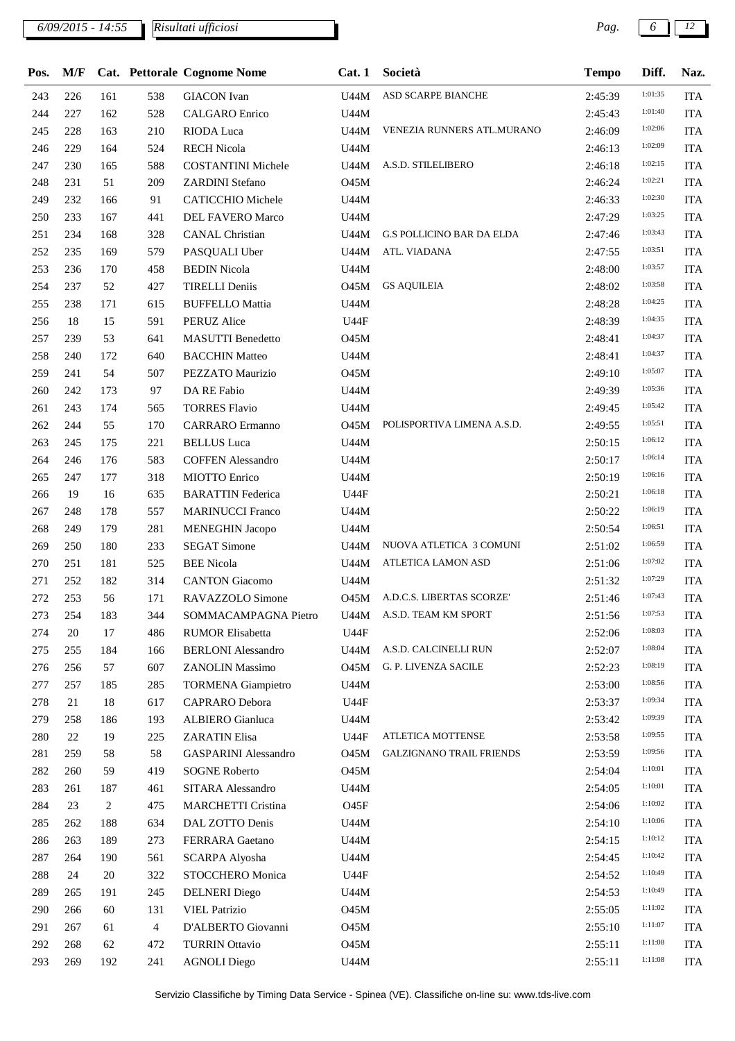6/09/2015 - 14:55 *Risultati ufficiosi*

| Pos. | M/F | Cat. | Pettorale | Cognome Nome | Cat. 1 | Società | Tempo | Diff. | Naz. |
|---|---|---|---|---|---|---|---|---|---|
| 243 | 226 | 161 | 538 | GIACON Ivan | U44M | ASD SCARPE BIANCHE | 2:45:39 | 1:01:35 | ITA |
| 244 | 227 | 162 | 528 | CALGARO Enrico | U44M | | 2:45:43 | 1:01:40 | ITA |
| 245 | 228 | 163 | 210 | RIODA Luca | U44M | VENEZIA RUNNERS ATL.MURANO | 2:46:09 | 1:02:06 | ITA |
| 246 | 229 | 164 | 524 | RECH Nicola | U44M | | 2:46:13 | 1:02:09 | ITA |
| 247 | 230 | 165 | 588 | COSTANTINI Michele | U44M | A.S.D. STILELIBERO | 2:46:18 | 1:02:15 | ITA |
| 248 | 231 | 51 | 209 | ZARDINI Stefano | O45M | | 2:46:24 | 1:02:21 | ITA |
| 249 | 232 | 166 | 91 | CATICCHIO Michele | U44M | | 2:46:33 | 1:02:30 | ITA |
| 250 | 233 | 167 | 441 | DEL FAVERO Marco | U44M | | 2:47:29 | 1:03:25 | ITA |
| 251 | 234 | 168 | 328 | CANAL Christian | U44M | G.S POLLICINO BAR DA ELDA | 2:47:46 | 1:03:43 | ITA |
| 252 | 235 | 169 | 579 | PASQUALI Uber | U44M | ATL. VIADANA | 2:47:55 | 1:03:51 | ITA |
| 253 | 236 | 170 | 458 | BEDIN Nicola | U44M | | 2:48:00 | 1:03:57 | ITA |
| 254 | 237 | 52 | 427 | TIRELLI Deniis | O45M | GS AQUILEIA | 2:48:02 | 1:03:58 | ITA |
| 255 | 238 | 171 | 615 | BUFFELLO Mattia | U44M | | 2:48:28 | 1:04:25 | ITA |
| 256 | 18 | 15 | 591 | PERUZ Alice | U44F | | 2:48:39 | 1:04:35 | ITA |
| 257 | 239 | 53 | 641 | MASUTTI Benedetto | O45M | | 2:48:41 | 1:04:37 | ITA |
| 258 | 240 | 172 | 640 | BACCHIN Matteo | U44M | | 2:48:41 | 1:04:37 | ITA |
| 259 | 241 | 54 | 507 | PEZZATO Maurizio | O45M | | 2:49:10 | 1:05:07 | ITA |
| 260 | 242 | 173 | 97 | DA RE Fabio | U44M | | 2:49:39 | 1:05:36 | ITA |
| 261 | 243 | 174 | 565 | TORRES Flavio | U44M | | 2:49:45 | 1:05:42 | ITA |
| 262 | 244 | 55 | 170 | CARRARO Ermanno | O45M | POLISPORTIVA LIMENA A.S.D. | 2:49:55 | 1:05:51 | ITA |
| 263 | 245 | 175 | 221 | BELLUS Luca | U44M | | 2:50:15 | 1:06:12 | ITA |
| 264 | 246 | 176 | 583 | COFFEN Alessandro | U44M | | 2:50:17 | 1:06:14 | ITA |
| 265 | 247 | 177 | 318 | MIOTTO Enrico | U44M | | 2:50:19 | 1:06:16 | ITA |
| 266 | 19 | 16 | 635 | BARATTIN Federica | U44F | | 2:50:21 | 1:06:18 | ITA |
| 267 | 248 | 178 | 557 | MARINUCCI Franco | U44M | | 2:50:22 | 1:06:19 | ITA |
| 268 | 249 | 179 | 281 | MENEGHIN Jacopo | U44M | | 2:50:54 | 1:06:51 | ITA |
| 269 | 250 | 180 | 233 | SEGAT Simone | U44M | NUOVA ATLETICA 3 COMUNI | 2:51:02 | 1:06:59 | ITA |
| 270 | 251 | 181 | 525 | BEE Nicola | U44M | ATLETICA LAMON ASD | 2:51:06 | 1:07:02 | ITA |
| 271 | 252 | 182 | 314 | CANTON Giacomo | U44M | | 2:51:32 | 1:07:29 | ITA |
| 272 | 253 | 56 | 171 | RAVAZZOLO Simone | O45M | A.D.C.S. LIBERTAS SCORZE' | 2:51:46 | 1:07:43 | ITA |
| 273 | 254 | 183 | 344 | SOMMACAMPAGNA Pietro | U44M | A.S.D. TEAM KM SPORT | 2:51:56 | 1:07:53 | ITA |
| 274 | 20 | 17 | 486 | RUMOR Elisabetta | U44F | | 2:52:06 | 1:08:03 | ITA |
| 275 | 255 | 184 | 166 | BERLONI Alessandro | U44M | A.S.D. CALCINELLI RUN | 2:52:07 | 1:08:04 | ITA |
| 276 | 256 | 57 | 607 | ZANOLIN Massimo | O45M | G. P. LIVENZA SACILE | 2:52:23 | 1:08:19 | ITA |
| 277 | 257 | 185 | 285 | TORMENA Giampietro | U44M | | 2:53:00 | 1:08:56 | ITA |
| 278 | 21 | 18 | 617 | CAPRARO Debora | U44F | | 2:53:37 | 1:09:34 | ITA |
| 279 | 258 | 186 | 193 | ALBIERO Gianluca | U44M | | 2:53:42 | 1:09:39 | ITA |
| 280 | 22 | 19 | 225 | ZARATIN Elisa | U44F | ATLETICA MOTTENSE | 2:53:58 | 1:09:55 | ITA |
| 281 | 259 | 58 | 58 | GASPARINI Alessandro | O45M | GALZIGNANO TRAIL FRIENDS | 2:53:59 | 1:09:56 | ITA |
| 282 | 260 | 59 | 419 | SOGNE Roberto | O45M | | 2:54:04 | 1:10:01 | ITA |
| 283 | 261 | 187 | 461 | SITARA Alessandro | U44M | | 2:54:05 | 1:10:01 | ITA |
| 284 | 23 | 2 | 475 | MARCHETTI Cristina | O45F | | 2:54:06 | 1:10:02 | ITA |
| 285 | 262 | 188 | 634 | DAL ZOTTO Denis | U44M | | 2:54:10 | 1:10:06 | ITA |
| 286 | 263 | 189 | 273 | FERRARA Gaetano | U44M | | 2:54:15 | 1:10:12 | ITA |
| 287 | 264 | 190 | 561 | SCARPA Alyosha | U44M | | 2:54:45 | 1:10:42 | ITA |
| 288 | 24 | 20 | 322 | STOCCHERO Monica | U44F | | 2:54:52 | 1:10:49 | ITA |
| 289 | 265 | 191 | 245 | DELNERI Diego | U44M | | 2:54:53 | 1:10:49 | ITA |
| 290 | 266 | 60 | 131 | VIEL Patrizio | O45M | | 2:55:05 | 1:11:02 | ITA |
| 291 | 267 | 61 | 4 | D'ALBERTO Giovanni | O45M | | 2:55:10 | 1:11:07 | ITA |
| 292 | 268 | 62 | 472 | TURRIN Ottavio | O45M | | 2:55:11 | 1:11:08 | ITA |
| 293 | 269 | 192 | 241 | AGNOLI Diego | U44M | | 2:55:11 | 1:11:08 | ITA |

Servizio Classifiche by Timing Data Service - Spinea (VE). Classifiche on-line su: www.tds-live.com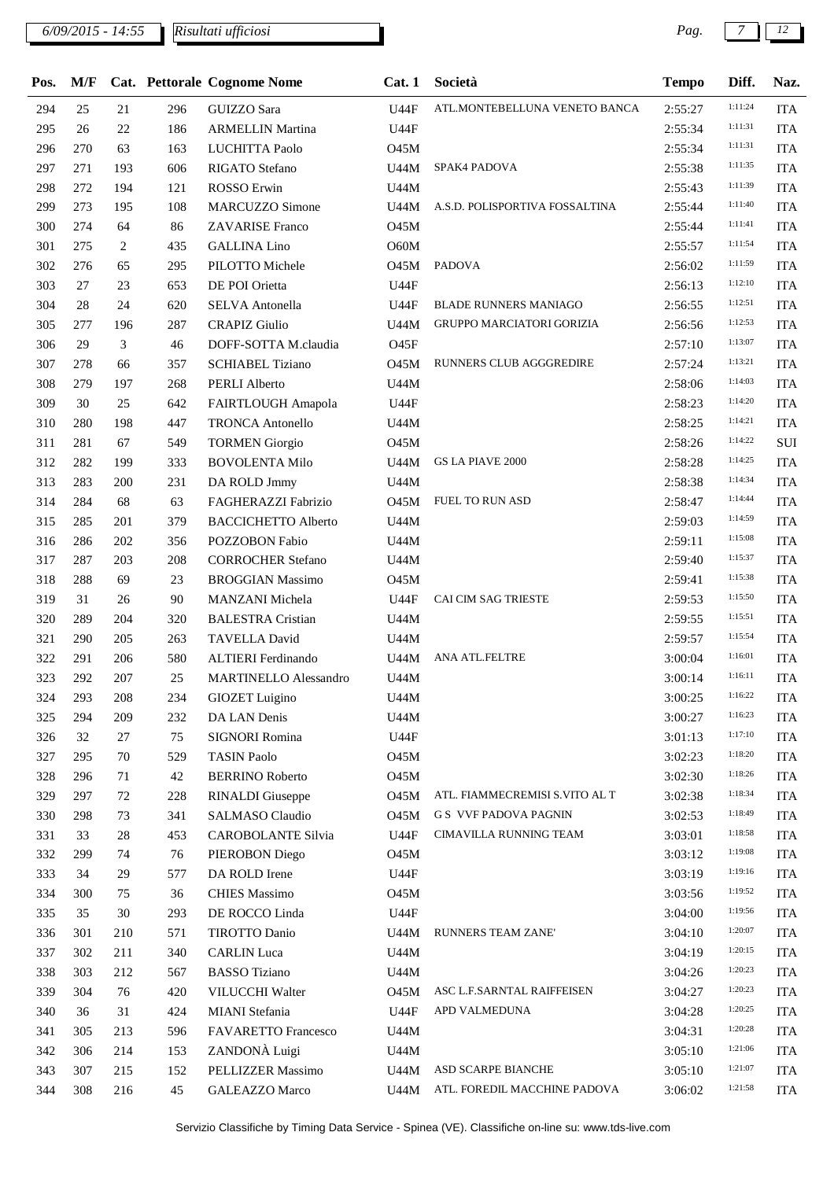*6/09/2015 - 14:55* *Risultati ufficiosi*

| Pos. | M/F | Cat. | Pettorale | Cognome Nome | Cat. 1 | Società | Tempo | Diff. | Naz. |
|---|---|---|---|---|---|---|---|---|---|
| 294 | 25 | 21 | 296 | GUIZZO Sara | U44F | ATL.MONTEBELLUNA VENETO BANCA | 2:55:27 | 1:11:24 | ITA |
| 295 | 26 | 22 | 186 | ARMELLIN Martina | U44F | | 2:55:34 | 1:11:31 | ITA |
| 296 | 270 | 63 | 163 | LUCHITTA Paolo | O45M | | 2:55:34 | 1:11:31 | ITA |
| 297 | 271 | 193 | 606 | RIGATO Stefano | U44M | SPAK4 PADOVA | 2:55:38 | 1:11:35 | ITA |
| 298 | 272 | 194 | 121 | ROSSO Erwin | U44M | | 2:55:43 | 1:11:39 | ITA |
| 299 | 273 | 195 | 108 | MARCUZZO Simone | U44M | A.S.D. POLISPORTIVA FOSSALTINA | 2:55:44 | 1:11:40 | ITA |
| 300 | 274 | 64 | 86 | ZAVARISE Franco | O45M | | 2:55:44 | 1:11:41 | ITA |
| 301 | 275 | 2 | 435 | GALLINA Lino | O60M | | 2:55:57 | 1:11:54 | ITA |
| 302 | 276 | 65 | 295 | PILOTTO Michele | O45M | PADOVA | 2:56:02 | 1:11:59 | ITA |
| 303 | 27 | 23 | 653 | DE POI Orietta | U44F | | 2:56:13 | 1:12:10 | ITA |
| 304 | 28 | 24 | 620 | SELVA Antonella | U44F | BLADE RUNNERS MANIAGO | 2:56:55 | 1:12:51 | ITA |
| 305 | 277 | 196 | 287 | CRAPIZ Giulio | U44M | GRUPPO MARCIATORI GORIZIA | 2:56:56 | 1:12:53 | ITA |
| 306 | 29 | 3 | 46 | DOFF-SOTTA M.claudia | O45F | | 2:57:10 | 1:13:07 | ITA |
| 307 | 278 | 66 | 357 | SCHIABEL Tiziano | O45M | RUNNERS CLUB AGGGREDIRE | 2:57:24 | 1:13:21 | ITA |
| 308 | 279 | 197 | 268 | PERLI Alberto | U44M | | 2:58:06 | 1:14:03 | ITA |
| 309 | 30 | 25 | 642 | FAIRTLOUGH Amapola | U44F | | 2:58:23 | 1:14:20 | ITA |
| 310 | 280 | 198 | 447 | TRONCA Antonello | U44M | | 2:58:25 | 1:14:21 | ITA |
| 311 | 281 | 67 | 549 | TORMEN Giorgio | O45M | | 2:58:26 | 1:14:22 | SUI |
| 312 | 282 | 199 | 333 | BOVOLENTA Milo | U44M | GS LA PIAVE 2000 | 2:58:28 | 1:14:25 | ITA |
| 313 | 283 | 200 | 231 | DA ROLD Jmmy | U44M | | 2:58:38 | 1:14:34 | ITA |
| 314 | 284 | 68 | 63 | FAGHERAZZI Fabrizio | O45M | FUEL TO RUN ASD | 2:58:47 | 1:14:44 | ITA |
| 315 | 285 | 201 | 379 | BACCICHETTO Alberto | U44M | | 2:59:03 | 1:14:59 | ITA |
| 316 | 286 | 202 | 356 | POZZOBON Fabio | U44M | | 2:59:11 | 1:15:08 | ITA |
| 317 | 287 | 203 | 208 | CORROCHER Stefano | U44M | | 2:59:40 | 1:15:37 | ITA |
| 318 | 288 | 69 | 23 | BROGGIAN Massimo | O45M | | 2:59:41 | 1:15:38 | ITA |
| 319 | 31 | 26 | 90 | MANZANI Michela | U44F | CAI CIM SAG TRIESTE | 2:59:53 | 1:15:50 | ITA |
| 320 | 289 | 204 | 320 | BALESTRA Cristian | U44M | | 2:59:55 | 1:15:51 | ITA |
| 321 | 290 | 205 | 263 | TAVELLA David | U44M | | 2:59:57 | 1:15:54 | ITA |
| 322 | 291 | 206 | 580 | ALTIERI Ferdinando | U44M | ANA ATL.FELTRE | 3:00:04 | 1:16:01 | ITA |
| 323 | 292 | 207 | 25 | MARTINELLO Alessandro | U44M | | 3:00:14 | 1:16:11 | ITA |
| 324 | 293 | 208 | 234 | GIOZET Luigino | U44M | | 3:00:25 | 1:16:22 | ITA |
| 325 | 294 | 209 | 232 | DA LAN Denis | U44M | | 3:00:27 | 1:16:23 | ITA |
| 326 | 32 | 27 | 75 | SIGNORI Romina | U44F | | 3:01:13 | 1:17:10 | ITA |
| 327 | 295 | 70 | 529 | TASIN Paolo | O45M | | 3:02:23 | 1:18:20 | ITA |
| 328 | 296 | 71 | 42 | BERRINO Roberto | O45M | | 3:02:30 | 1:18:26 | ITA |
| 329 | 297 | 72 | 228 | RINALDI Giuseppe | O45M | ATL. FIAMMECREMISI S.VITO AL T | 3:02:38 | 1:18:34 | ITA |
| 330 | 298 | 73 | 341 | SALMASO Claudio | O45M | G S VVF PADOVA PAGNIN | 3:02:53 | 1:18:49 | ITA |
| 331 | 33 | 28 | 453 | CAROBOLANTE Silvia | U44F | CIMAVILLA RUNNING TEAM | 3:03:01 | 1:18:58 | ITA |
| 332 | 299 | 74 | 76 | PIEROBON Diego | O45M | | 3:03:12 | 1:19:08 | ITA |
| 333 | 34 | 29 | 577 | DA ROLD Irene | U44F | | 3:03:19 | 1:19:16 | ITA |
| 334 | 300 | 75 | 36 | CHIES Massimo | O45M | | 3:03:56 | 1:19:52 | ITA |
| 335 | 35 | 30 | 293 | DE ROCCO Linda | U44F | | 3:04:00 | 1:19:56 | ITA |
| 336 | 301 | 210 | 571 | TIROTTO Danio | U44M | RUNNERS TEAM ZANE' | 3:04:10 | 1:20:07 | ITA |
| 337 | 302 | 211 | 340 | CARLIN Luca | U44M | | 3:04:19 | 1:20:15 | ITA |
| 338 | 303 | 212 | 567 | BASSO Tiziano | U44M | | 3:04:26 | 1:20:23 | ITA |
| 339 | 304 | 76 | 420 | VILUCCHI Walter | O45M | ASC L.F.SARNTAL RAIFFEISEN | 3:04:27 | 1:20:23 | ITA |
| 340 | 36 | 31 | 424 | MIANI Stefania | U44F | APD VALMEDUNA | 3:04:28 | 1:20:25 | ITA |
| 341 | 305 | 213 | 596 | FAVARETTO Francesco | U44M | | 3:04:31 | 1:20:28 | ITA |
| 342 | 306 | 214 | 153 | ZANDONÀ Luigi | U44M | | 3:05:10 | 1:21:06 | ITA |
| 343 | 307 | 215 | 152 | PELLIZZER Massimo | U44M | ASD SCARPE BIANCHE | 3:05:10 | 1:21:07 | ITA |
| 344 | 308 | 216 | 45 | GALEAZZO Marco | U44M | ATL. FOREDIL MACCHINE PADOVA | 3:06:02 | 1:21:58 | ITA |

Servizio Classifiche by Timing Data Service - Spinea (VE). Classifiche on-line su: www.tds-live.com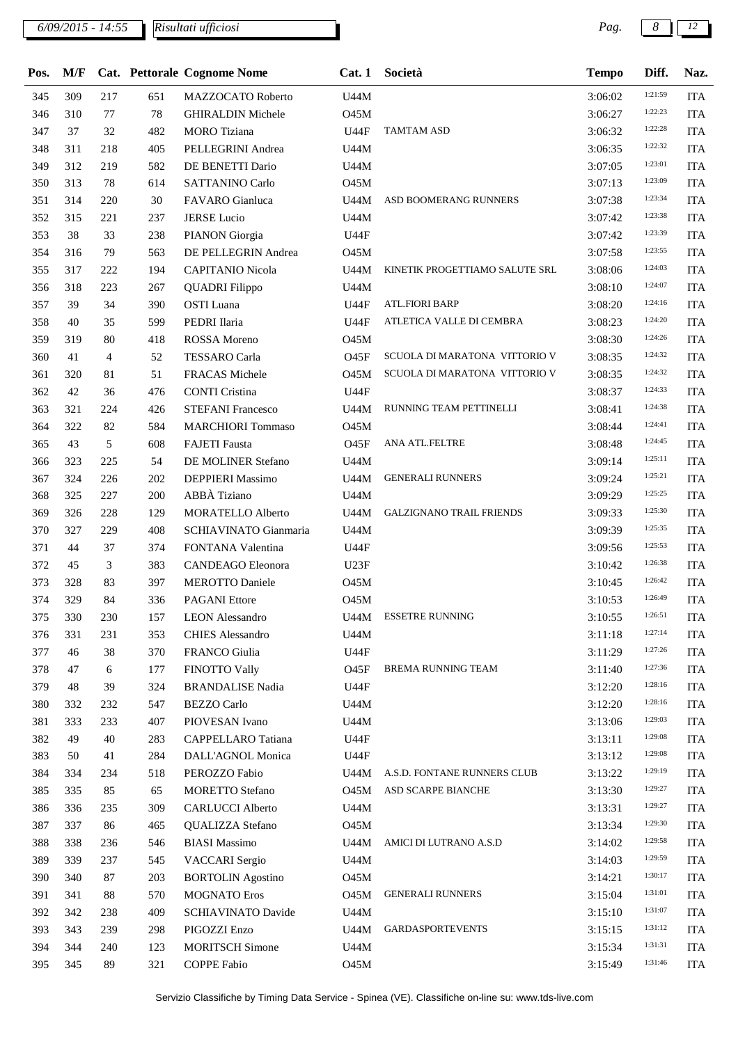| Pos. | M/F | Cat. | Pettorale | Cognome Nome | Cat. 1 | Società | Tempo | Diff. | Naz. |
|---|---|---|---|---|---|---|---|---|---|
| 345 | 309 | 217 | 651 | MAZZOCATO Roberto | U44M | | 3:06:02 | 1:21:59 | ITA |
| 346 | 310 | 77 | 78 | GHIRALDIN Michele | O45M | | 3:06:27 | 1:22:23 | ITA |
| 347 | 37 | 32 | 482 | MORO Tiziana | U44F | TAMTAM ASD | 3:06:32 | 1:22:28 | ITA |
| 348 | 311 | 218 | 405 | PELLEGRINI Andrea | U44M | | 3:06:35 | 1:22:32 | ITA |
| 349 | 312 | 219 | 582 | DE BENETTI Dario | U44M | | 3:07:05 | 1:23:01 | ITA |
| 350 | 313 | 78 | 614 | SATTANINO Carlo | O45M | | 3:07:13 | 1:23:09 | ITA |
| 351 | 314 | 220 | 30 | FAVARO Gianluca | U44M | ASD BOOMERANG RUNNERS | 3:07:38 | 1:23:34 | ITA |
| 352 | 315 | 221 | 237 | JERSE Lucio | U44M | | 3:07:42 | 1:23:38 | ITA |
| 353 | 38 | 33 | 238 | PIANON Giorgia | U44F | | 3:07:42 | 1:23:39 | ITA |
| 354 | 316 | 79 | 563 | DE PELLEGRIN Andrea | O45M | | 3:07:58 | 1:23:55 | ITA |
| 355 | 317 | 222 | 194 | CAPITANIO Nicola | U44M | KINETIK PROGETTIAMO SALUTE SRL | 3:08:06 | 1:24:03 | ITA |
| 356 | 318 | 223 | 267 | QUADRI Filippo | U44M | | 3:08:10 | 1:24:07 | ITA |
| 357 | 39 | 34 | 390 | OSTI Luana | U44F | ATL.FIORI BARP | 3:08:20 | 1:24:16 | ITA |
| 358 | 40 | 35 | 599 | PEDRI Ilaria | U44F | ATLETICA VALLE DI CEMBRA | 3:08:23 | 1:24:20 | ITA |
| 359 | 319 | 80 | 418 | ROSSA Moreno | O45M | | 3:08:30 | 1:24:26 | ITA |
| 360 | 41 | 4 | 52 | TESSARO Carla | O45F | SCUOLA DI MARATONA VITTORIO V | 3:08:35 | 1:24:32 | ITA |
| 361 | 320 | 81 | 51 | FRACAS Michele | O45M | SCUOLA DI MARATONA VITTORIO V | 3:08:35 | 1:24:32 | ITA |
| 362 | 42 | 36 | 476 | CONTI Cristina | U44F | | 3:08:37 | 1:24:33 | ITA |
| 363 | 321 | 224 | 426 | STEFANI Francesco | U44M | RUNNING TEAM PETTINELLI | 3:08:41 | 1:24:38 | ITA |
| 364 | 322 | 82 | 584 | MARCHIORI Tommaso | O45M | | 3:08:44 | 1:24:41 | ITA |
| 365 | 43 | 5 | 608 | FAJETI Fausta | O45F | ANA ATL.FELTRE | 3:08:48 | 1:24:45 | ITA |
| 366 | 323 | 225 | 54 | DE MOLINER Stefano | U44M | | 3:09:14 | 1:25:11 | ITA |
| 367 | 324 | 226 | 202 | DEPPIERI Massimo | U44M | GENERALI RUNNERS | 3:09:24 | 1:25:21 | ITA |
| 368 | 325 | 227 | 200 | ABBÀ Tiziano | U44M | | 3:09:29 | 1:25:25 | ITA |
| 369 | 326 | 228 | 129 | MORATELLO Alberto | U44M | GALZIGNANO TRAIL FRIENDS | 3:09:33 | 1:25:30 | ITA |
| 370 | 327 | 229 | 408 | SCHIAVINATO Gianmaria | U44M | | 3:09:39 | 1:25:35 | ITA |
| 371 | 44 | 37 | 374 | FONTANA Valentina | U44F | | 3:09:56 | 1:25:53 | ITA |
| 372 | 45 | 3 | 383 | CANDEAGO Eleonora | U23F | | 3:10:42 | 1:26:38 | ITA |
| 373 | 328 | 83 | 397 | MEROTTO Daniele | O45M | | 3:10:45 | 1:26:42 | ITA |
| 374 | 329 | 84 | 336 | PAGANI Ettore | O45M | | 3:10:53 | 1:26:49 | ITA |
| 375 | 330 | 230 | 157 | LEON Alessandro | U44M | ESSETRE RUNNING | 3:10:55 | 1:26:51 | ITA |
| 376 | 331 | 231 | 353 | CHIES Alessandro | U44M | | 3:11:18 | 1:27:14 | ITA |
| 377 | 46 | 38 | 370 | FRANCO Giulia | U44F | | 3:11:29 | 1:27:26 | ITA |
| 378 | 47 | 6 | 177 | FINOTTO Vally | O45F | BREMA RUNNING TEAM | 3:11:40 | 1:27:36 | ITA |
| 379 | 48 | 39 | 324 | BRANDALISE Nadia | U44F | | 3:12:20 | 1:28:16 | ITA |
| 380 | 332 | 232 | 547 | BEZZO Carlo | U44M | | 3:12:20 | 1:28:16 | ITA |
| 381 | 333 | 233 | 407 | PIOVESAN Ivano | U44M | | 3:13:06 | 1:29:03 | ITA |
| 382 | 49 | 40 | 283 | CAPPELLARO Tatiana | U44F | | 3:13:11 | 1:29:08 | ITA |
| 383 | 50 | 41 | 284 | DALL'AGNOL Monica | U44F | | 3:13:12 | 1:29:08 | ITA |
| 384 | 334 | 234 | 518 | PEROZZO Fabio | U44M | A.S.D. FONTANE RUNNERS CLUB | 3:13:22 | 1:29:19 | ITA |
| 385 | 335 | 85 | 65 | MORETTO Stefano | O45M | ASD SCARPE BIANCHE | 3:13:30 | 1:29:27 | ITA |
| 386 | 336 | 235 | 309 | CARLUCCI Alberto | U44M | | 3:13:31 | 1:29:27 | ITA |
| 387 | 337 | 86 | 465 | QUALIZZA Stefano | O45M | | 3:13:34 | 1:29:30 | ITA |
| 388 | 338 | 236 | 546 | BIASI Massimo | U44M | AMICI DI LUTRANO A.S.D | 3:14:02 | 1:29:58 | ITA |
| 389 | 339 | 237 | 545 | VACCARI Sergio | U44M | | 3:14:03 | 1:29:59 | ITA |
| 390 | 340 | 87 | 203 | BORTOLIN Agostino | O45M | | 3:14:21 | 1:30:17 | ITA |
| 391 | 341 | 88 | 570 | MOGNATO Eros | O45M | GENERALI RUNNERS | 3:15:04 | 1:31:01 | ITA |
| 392 | 342 | 238 | 409 | SCHIAVINATO Davide | U44M | | 3:15:10 | 1:31:07 | ITA |
| 393 | 343 | 239 | 298 | PIGOZZI Enzo | U44M | GARDASPORTEVENTS | 3:15:15 | 1:31:12 | ITA |
| 394 | 344 | 240 | 123 | MORITSCH Simone | U44M | | 3:15:34 | 1:31:31 | ITA |
| 395 | 345 | 89 | 321 | COPPE Fabio | O45M | | 3:15:49 | 1:31:46 | ITA |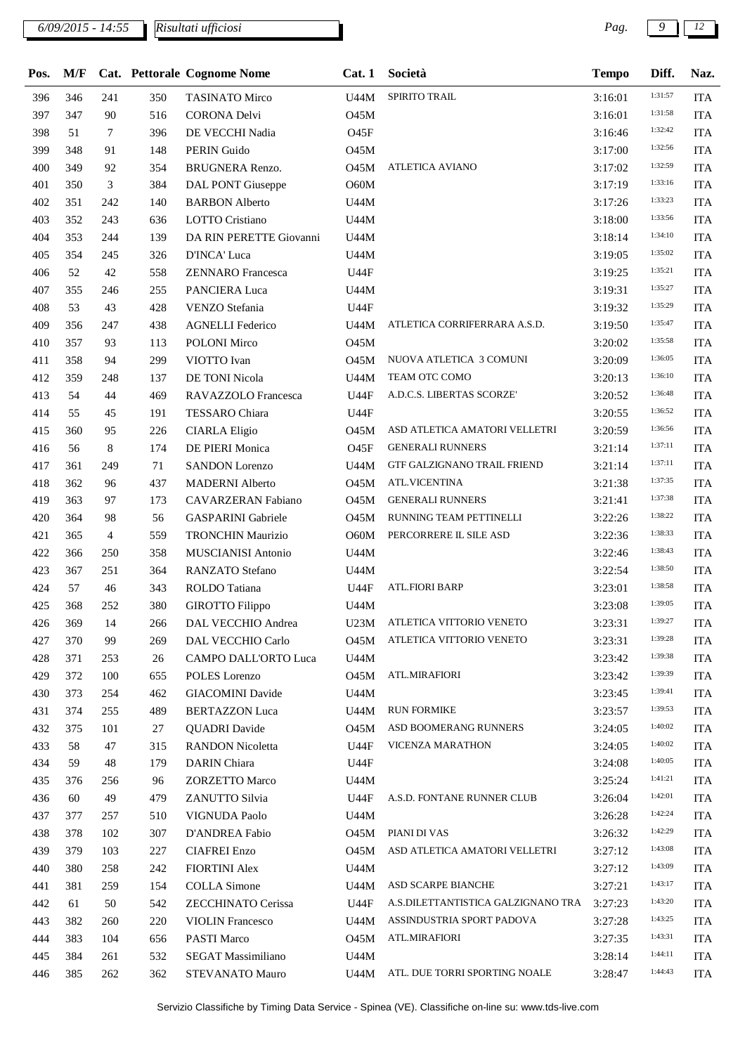| Pos. | M/F | Cat. | Pettorale | Cognome Nome | Cat. 1 | Società | Tempo | Diff. | Naz. |
|---|---|---|---|---|---|---|---|---|---|
| 396 | 346 | 241 | 350 | TASINATO Mirco | U44M | SPIRITO TRAIL | 3:16:01 | 1:31:57 | ITA |
| 397 | 347 | 90 | 516 | CORONA Delvi | O45M | | 3:16:01 | 1:31:58 | ITA |
| 398 | 51 | 7 | 396 | DE VECCHI Nadia | O45F | | 3:16:46 | 1:32:42 | ITA |
| 399 | 348 | 91 | 148 | PERIN Guido | O45M | | 3:17:00 | 1:32:56 | ITA |
| 400 | 349 | 92 | 354 | BRUGNERA Renzo. | O45M | ATLETICA AVIANO | 3:17:02 | 1:32:59 | ITA |
| 401 | 350 | 3 | 384 | DAL PONT Giuseppe | O60M | | 3:17:19 | 1:33:16 | ITA |
| 402 | 351 | 242 | 140 | BARBON Alberto | U44M | | 3:17:26 | 1:33:23 | ITA |
| 403 | 352 | 243 | 636 | LOTTO Cristiano | U44M | | 3:18:00 | 1:33:56 | ITA |
| 404 | 353 | 244 | 139 | DA RIN PERETTE Giovanni | U44M | | 3:18:14 | 1:34:10 | ITA |
| 405 | 354 | 245 | 326 | D'INCA' Luca | U44M | | 3:19:05 | 1:35:02 | ITA |
| 406 | 52 | 42 | 558 | ZENNARO Francesca | U44F | | 3:19:25 | 1:35:21 | ITA |
| 407 | 355 | 246 | 255 | PANCIERA Luca | U44M | | 3:19:31 | 1:35:27 | ITA |
| 408 | 53 | 43 | 428 | VENZO Stefania | U44F | | 3:19:32 | 1:35:29 | ITA |
| 409 | 356 | 247 | 438 | AGNELLI Federico | U44M | ATLETICA CORRIFERRARA A.S.D. | 3:19:50 | 1:35:47 | ITA |
| 410 | 357 | 93 | 113 | POLONI Mirco | O45M | | 3:20:02 | 1:35:58 | ITA |
| 411 | 358 | 94 | 299 | VIOTTO Ivan | O45M | NUOVA ATLETICA 3 COMUNI | 3:20:09 | 1:36:05 | ITA |
| 412 | 359 | 248 | 137 | DE TONI Nicola | U44M | TEAM OTC COMO | 3:20:13 | 1:36:10 | ITA |
| 413 | 54 | 44 | 469 | RAVAZZOLO Francesca | U44F | A.D.C.S. LIBERTAS SCORZE' | 3:20:52 | 1:36:48 | ITA |
| 414 | 55 | 45 | 191 | TESSARO Chiara | U44F | | 3:20:55 | 1:36:52 | ITA |
| 415 | 360 | 95 | 226 | CIARLA Eligio | O45M | ASD ATLETICA AMATORI VELLETRI | 3:20:59 | 1:36:56 | ITA |
| 416 | 56 | 8 | 174 | DE PIERI Monica | O45F | GENERALI RUNNERS | 3:21:14 | 1:37:11 | ITA |
| 417 | 361 | 249 | 71 | SANDON Lorenzo | U44M | GTF GALZIGNANO TRAIL FRIEND | 3:21:14 | 1:37:11 | ITA |
| 418 | 362 | 96 | 437 | MADERNI Alberto | O45M | ATL.VICENTINA | 3:21:38 | 1:37:35 | ITA |
| 419 | 363 | 97 | 173 | CAVARZERAN Fabiano | O45M | GENERALI RUNNERS | 3:21:41 | 1:37:38 | ITA |
| 420 | 364 | 98 | 56 | GASPARINI Gabriele | O45M | RUNNING TEAM PETTINELLI | 3:22:26 | 1:38:22 | ITA |
| 421 | 365 | 4 | 559 | TRONCHIN Maurizio | O60M | PERCORRERE IL SILE ASD | 3:22:36 | 1:38:33 | ITA |
| 422 | 366 | 250 | 358 | MUSCIANISI Antonio | U44M | | 3:22:46 | 1:38:43 | ITA |
| 423 | 367 | 251 | 364 | RANZATO Stefano | U44M | | 3:22:54 | 1:38:50 | ITA |
| 424 | 57 | 46 | 343 | ROLDO Tatiana | U44F | ATL.FIORI BARP | 3:23:01 | 1:38:58 | ITA |
| 425 | 368 | 252 | 380 | GIROTTO Filippo | U44M | | 3:23:08 | 1:39:05 | ITA |
| 426 | 369 | 14 | 266 | DAL VECCHIO Andrea | U23M | ATLETICA VITTORIO VENETO | 3:23:31 | 1:39:27 | ITA |
| 427 | 370 | 99 | 269 | DAL VECCHIO Carlo | O45M | ATLETICA VITTORIO VENETO | 3:23:31 | 1:39:28 | ITA |
| 428 | 371 | 253 | 26 | CAMPO DALL'ORTO Luca | U44M | | 3:23:42 | 1:39:38 | ITA |
| 429 | 372 | 100 | 655 | POLES Lorenzo | O45M | ATL.MIRAFIORI | 3:23:42 | 1:39:39 | ITA |
| 430 | 373 | 254 | 462 | GIACOMINI Davide | U44M | | 3:23:45 | 1:39:41 | ITA |
| 431 | 374 | 255 | 489 | BERTAZZON Luca | U44M | RUN FORMIKE | 3:23:57 | 1:39:53 | ITA |
| 432 | 375 | 101 | 27 | QUADRI Davide | O45M | ASD BOOMERANG RUNNERS | 3:24:05 | 1:40:02 | ITA |
| 433 | 58 | 47 | 315 | RANDON Nicoletta | U44F | VICENZA MARATHON | 3:24:05 | 1:40:02 | ITA |
| 434 | 59 | 48 | 179 | DARIN Chiara | U44F | | 3:24:08 | 1:40:05 | ITA |
| 435 | 376 | 256 | 96 | ZORZETTO Marco | U44M | | 3:25:24 | 1:41:21 | ITA |
| 436 | 60 | 49 | 479 | ZANUTTO Silvia | U44F | A.S.D. FONTANE RUNNER CLUB | 3:26:04 | 1:42:01 | ITA |
| 437 | 377 | 257 | 510 | VIGNUDA Paolo | U44M | | 3:26:28 | 1:42:24 | ITA |
| 438 | 378 | 102 | 307 | D'ANDREA Fabio | O45M | PIANI DI VAS | 3:26:32 | 1:42:29 | ITA |
| 439 | 379 | 103 | 227 | CIAFREI Enzo | O45M | ASD ATLETICA AMATORI VELLETRI | 3:27:12 | 1:43:08 | ITA |
| 440 | 380 | 258 | 242 | FIORTINI Alex | U44M | | 3:27:12 | 1:43:09 | ITA |
| 441 | 381 | 259 | 154 | COLLA Simone | U44M | ASD SCARPE BIANCHE | 3:27:21 | 1:43:17 | ITA |
| 442 | 61 | 50 | 542 | ZECCHINATO Cerissa | U44F | A.S.DILETTANTISTICA GALZIGNANO TRA | 3:27:23 | 1:43:20 | ITA |
| 443 | 382 | 260 | 220 | VIOLIN Francesco | U44M | ASSINDUSTRIA SPORT PADOVA | 3:27:28 | 1:43:25 | ITA |
| 444 | 383 | 104 | 656 | PASTI Marco | O45M | ATL.MIRAFIORI | 3:27:35 | 1:43:31 | ITA |
| 445 | 384 | 261 | 532 | SEGAT Massimiliano | U44M | | 3:28:14 | 1:44:11 | ITA |
| 446 | 385 | 262 | 362 | STEVANATO Mauro | U44M | ATL. DUE TORRI SPORTING NOALE | 3:28:47 | 1:44:43 | ITA |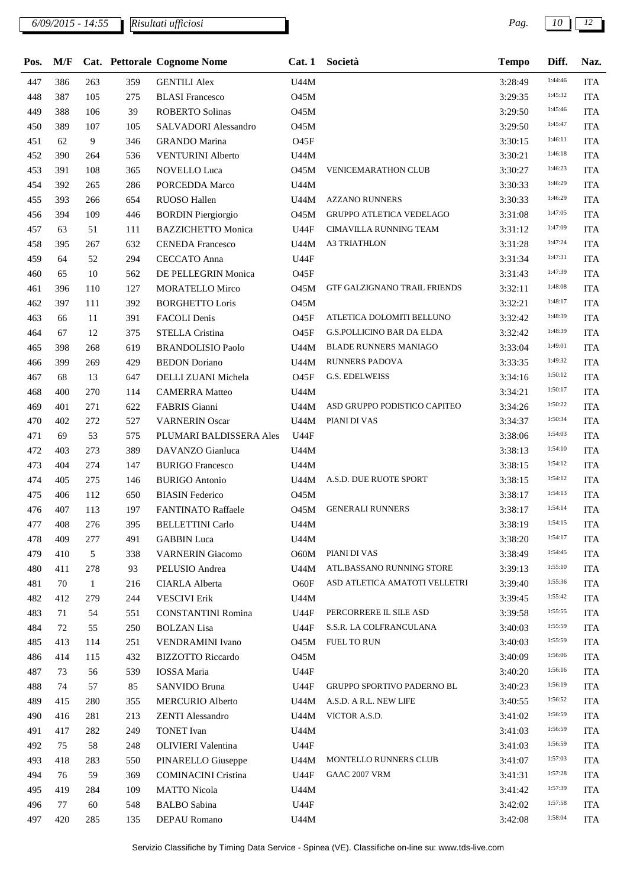| Pos. | M/F | Cat. | Pettorale | Cognome Nome | Cat. 1 | Società | Tempo | Diff. | Naz. |
|---|---|---|---|---|---|---|---|---|---|
| 447 | 386 | 263 | 359 | GENTILI Alex | U44M | | 3:28:49 | 1:44:46 | ITA |
| 448 | 387 | 105 | 275 | BLASI Francesco | O45M | | 3:29:35 | 1:45:32 | ITA |
| 449 | 388 | 106 | 39 | ROBERTO Solinas | O45M | | 3:29:50 | 1:45:46 | ITA |
| 450 | 389 | 107 | 105 | SALVADORI Alessandro | O45M | | 3:29:50 | 1:45:47 | ITA |
| 451 | 62 | 9 | 346 | GRANDO Marina | O45F | | 3:30:15 | 1:46:11 | ITA |
| 452 | 390 | 264 | 536 | VENTURINI Alberto | U44M | | 3:30:21 | 1:46:18 | ITA |
| 453 | 391 | 108 | 365 | NOVELLO Luca | O45M | VENICEMARATHON CLUB | 3:30:27 | 1:46:23 | ITA |
| 454 | 392 | 265 | 286 | PORCEDDA Marco | U44M | | 3:30:33 | 1:46:29 | ITA |
| 455 | 393 | 266 | 654 | RUOSO Hallen | U44M | AZZANO RUNNERS | 3:30:33 | 1:46:29 | ITA |
| 456 | 394 | 109 | 446 | BORDIN Piergiorgio | O45M | GRUPPO ATLETICA VEDELAGO | 3:31:08 | 1:47:05 | ITA |
| 457 | 63 | 51 | 111 | BAZZICHETTO Monica | U44F | CIMAVILLA RUNNING TEAM | 3:31:12 | 1:47:09 | ITA |
| 458 | 395 | 267 | 632 | CENEDA Francesco | U44M | A3 TRIATHLON | 3:31:28 | 1:47:24 | ITA |
| 459 | 64 | 52 | 294 | CECCATO Anna | U44F | | 3:31:34 | 1:47:31 | ITA |
| 460 | 65 | 10 | 562 | DE PELLEGRIN Monica | O45F | | 3:31:43 | 1:47:39 | ITA |
| 461 | 396 | 110 | 127 | MORATELLO Mirco | O45M | GTF GALZIGNANO TRAIL FRIENDS | 3:32:11 | 1:48:08 | ITA |
| 462 | 397 | 111 | 392 | BORGHETTO Loris | O45M | | 3:32:21 | 1:48:17 | ITA |
| 463 | 66 | 11 | 391 | FACOLI Denis | O45F | ATLETICA DOLOMITI BELLUNO | 3:32:42 | 1:48:39 | ITA |
| 464 | 67 | 12 | 375 | STELLA Cristina | O45F | G.S.POLLICINO BAR DA ELDA | 3:32:42 | 1:48:39 | ITA |
| 465 | 398 | 268 | 619 | BRANDOLISIO Paolo | U44M | BLADE RUNNERS MANIAGO | 3:33:04 | 1:49:01 | ITA |
| 466 | 399 | 269 | 429 | BEDON Doriano | U44M | RUNNERS PADOVA | 3:33:35 | 1:49:32 | ITA |
| 467 | 68 | 13 | 647 | DELLI ZUANI Michela | O45F | G.S. EDELWEISS | 3:34:16 | 1:50:12 | ITA |
| 468 | 400 | 270 | 114 | CAMERRA Matteo | U44M | | 3:34:21 | 1:50:17 | ITA |
| 469 | 401 | 271 | 622 | FABRIS Gianni | U44M | ASD GRUPPO PODISTICO CAPITEO | 3:34:26 | 1:50:22 | ITA |
| 470 | 402 | 272 | 527 | VARNERIN Oscar | U44M | PIANI DI VAS | 3:34:37 | 1:50:34 | ITA |
| 471 | 69 | 53 | 575 | PLUMARI BALDISSERA Ales | U44F | | 3:38:06 | 1:54:03 | ITA |
| 472 | 403 | 273 | 389 | DAVANZO Gianluca | U44M | | 3:38:13 | 1:54:10 | ITA |
| 473 | 404 | 274 | 147 | BURIGO Francesco | U44M | | 3:38:15 | 1:54:12 | ITA |
| 474 | 405 | 275 | 146 | BURIGO Antonio | U44M | A.S.D. DUE RUOTE SPORT | 3:38:15 | 1:54:12 | ITA |
| 475 | 406 | 112 | 650 | BIASIN Federico | O45M | | 3:38:17 | 1:54:13 | ITA |
| 476 | 407 | 113 | 197 | FANTINATO Raffaele | O45M | GENERALI RUNNERS | 3:38:17 | 1:54:14 | ITA |
| 477 | 408 | 276 | 395 | BELLETTINI Carlo | U44M | | 3:38:19 | 1:54:15 | ITA |
| 478 | 409 | 277 | 491 | GABBIN Luca | U44M | | 3:38:20 | 1:54:17 | ITA |
| 479 | 410 | 5 | 338 | VARNERIN Giacomo | O60M | PIANI DI VAS | 3:38:49 | 1:54:45 | ITA |
| 480 | 411 | 278 | 93 | PELUSIO Andrea | U44M | ATL.BASSANO RUNNING STORE | 3:39:13 | 1:55:10 | ITA |
| 481 | 70 | 1 | 216 | CIARLA Alberta | O60F | ASD ATLETICA AMATOTI VELLETRI | 3:39:40 | 1:55:36 | ITA |
| 482 | 412 | 279 | 244 | VESCIVI Erik | U44M | | 3:39:45 | 1:55:42 | ITA |
| 483 | 71 | 54 | 551 | CONSTANTINI Romina | U44F | PERCORRERE IL SILE ASD | 3:39:58 | 1:55:55 | ITA |
| 484 | 72 | 55 | 250 | BOLZAN Lisa | U44F | S.S.R. LA COLFRANCULANA | 3:40:03 | 1:55:59 | ITA |
| 485 | 413 | 114 | 251 | VENDRAMINI Ivano | O45M | FUEL TO RUN | 3:40:03 | 1:55:59 | ITA |
| 486 | 414 | 115 | 432 | BIZZOTTO Riccardo | O45M | | 3:40:09 | 1:56:06 | ITA |
| 487 | 73 | 56 | 539 | IOSSA Maria | U44F | | 3:40:20 | 1:56:16 | ITA |
| 488 | 74 | 57 | 85 | SANVIDO Bruna | U44F | GRUPPO SPORTIVO PADERNO BL | 3:40:23 | 1:56:19 | ITA |
| 489 | 415 | 280 | 355 | MERCURIO Alberto | U44M | A.S.D. A R.L. NEW LIFE | 3:40:55 | 1:56:52 | ITA |
| 490 | 416 | 281 | 213 | ZENTI Alessandro | U44M | VICTOR A.S.D. | 3:41:02 | 1:56:59 | ITA |
| 491 | 417 | 282 | 249 | TONET Ivan | U44M | | 3:41:03 | 1:56:59 | ITA |
| 492 | 75 | 58 | 248 | OLIVIERI Valentina | U44F | | 3:41:03 | 1:56:59 | ITA |
| 493 | 418 | 283 | 550 | PINARELLO Giuseppe | U44M | MONTELLO RUNNERS CLUB | 3:41:07 | 1:57:03 | ITA |
| 494 | 76 | 59 | 369 | COMINACINI Cristina | U44F | GAAC 2007 VRM | 3:41:31 | 1:57:28 | ITA |
| 495 | 419 | 284 | 109 | MATTO Nicola | U44M | | 3:41:42 | 1:57:39 | ITA |
| 496 | 77 | 60 | 548 | BALBO Sabina | U44F | | 3:42:02 | 1:57:58 | ITA |
| 497 | 420 | 285 | 135 | DEPAU Romano | U44M | | 3:42:08 | 1:58:04 | ITA |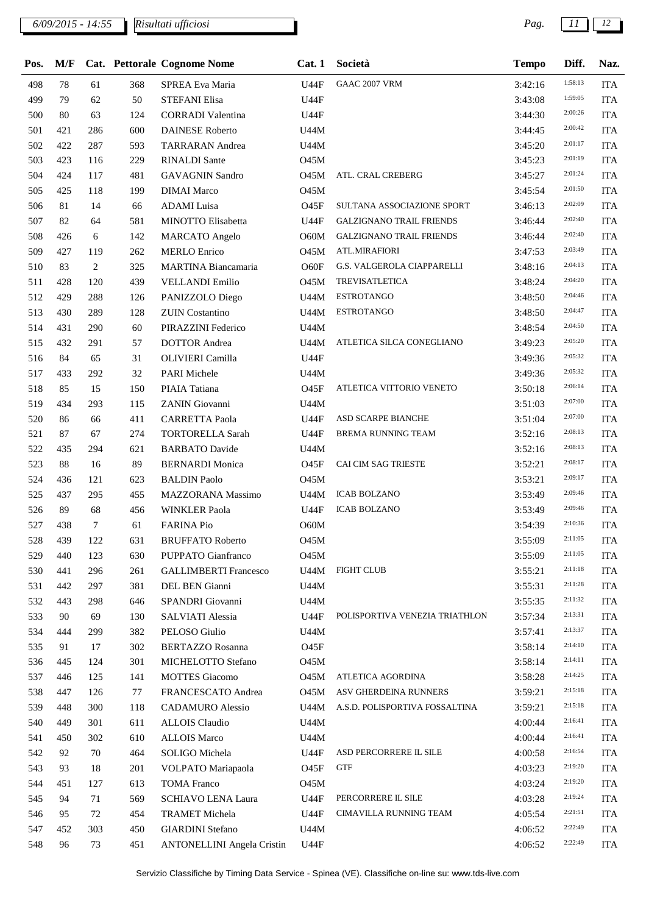6/09/2015 - 14:55 | Risultati ufficiosi

| Pos. | M/F | Cat. | Pettorale | Cognome Nome | Cat. 1 | Società | Tempo | Diff. | Naz. |
|---|---|---|---|---|---|---|---|---|---|
| 498 | 78 | 61 | 368 | SPREA Eva Maria | U44F | GAAC 2007 VRM | 3:42:16 | 1:58:13 | ITA |
| 499 | 79 | 62 | 50 | STEFANI Elisa | U44F | | 3:43:08 | 1:59:05 | ITA |
| 500 | 80 | 63 | 124 | CORRADI Valentina | U44F | | 3:44:30 | 2:00:26 | ITA |
| 501 | 421 | 286 | 600 | DAINESE Roberto | U44M | | 3:44:45 | 2:00:42 | ITA |
| 502 | 422 | 287 | 593 | TARRARAN Andrea | U44M | | 3:45:20 | 2:01:17 | ITA |
| 503 | 423 | 116 | 229 | RINALDI Sante | O45M | | 3:45:23 | 2:01:19 | ITA |
| 504 | 424 | 117 | 481 | GAVAGNIN Sandro | O45M | ATL. CRAL CREBERG | 3:45:27 | 2:01:24 | ITA |
| 505 | 425 | 118 | 199 | DIMAI Marco | O45M | | 3:45:54 | 2:01:50 | ITA |
| 506 | 81 | 14 | 66 | ADAMI Luisa | O45F | SULTANA ASSOCIAZIONE SPORT | 3:46:13 | 2:02:09 | ITA |
| 507 | 82 | 64 | 581 | MINOTTO Elisabetta | U44F | GALZIGNANO TRAIL FRIENDS | 3:46:44 | 2:02:40 | ITA |
| 508 | 426 | 6 | 142 | MARCATO Angelo | O60M | GALZIGNANO TRAIL FRIENDS | 3:46:44 | 2:02:40 | ITA |
| 509 | 427 | 119 | 262 | MERLO Enrico | O45M | ATL.MIRAFIORI | 3:47:53 | 2:03:49 | ITA |
| 510 | 83 | 2 | 325 | MARTINA Biancamaria | O60F | G.S. VALGEROLA CIAPPARELLI | 3:48:16 | 2:04:13 | ITA |
| 511 | 428 | 120 | 439 | VELLANDI Emilio | O45M | TREVISATLETICA | 3:48:24 | 2:04:20 | ITA |
| 512 | 429 | 288 | 126 | PANIZZOLO Diego | U44M | ESTROTANGO | 3:48:50 | 2:04:46 | ITA |
| 513 | 430 | 289 | 128 | ZUIN Costantino | U44M | ESTROTANGO | 3:48:50 | 2:04:47 | ITA |
| 514 | 431 | 290 | 60 | PIRAZZINI Federico | U44M | | 3:48:54 | 2:04:50 | ITA |
| 515 | 432 | 291 | 57 | DOTTOR Andrea | U44M | ATLETICA SILCA CONEGLIANO | 3:49:23 | 2:05:20 | ITA |
| 516 | 84 | 65 | 31 | OLIVIERI Camilla | U44F | | 3:49:36 | 2:05:32 | ITA |
| 517 | 433 | 292 | 32 | PARI Michele | U44M | | 3:49:36 | 2:05:32 | ITA |
| 518 | 85 | 15 | 150 | PIAIA Tatiana | O45F | ATLETICA VITTORIO VENETO | 3:50:18 | 2:06:14 | ITA |
| 519 | 434 | 293 | 115 | ZANIN Giovanni | U44M | | 3:51:03 | 2:07:00 | ITA |
| 520 | 86 | 66 | 411 | CARRETTA Paola | U44F | ASD SCARPE BIANCHE | 3:51:04 | 2:07:00 | ITA |
| 521 | 87 | 67 | 274 | TORTORELLA Sarah | U44F | BREMA RUNNING TEAM | 3:52:16 | 2:08:13 | ITA |
| 522 | 435 | 294 | 621 | BARBATO Davide | U44M | | 3:52:16 | 2:08:13 | ITA |
| 523 | 88 | 16 | 89 | BERNARDI Monica | O45F | CAI CIM SAG TRIESTE | 3:52:21 | 2:08:17 | ITA |
| 524 | 436 | 121 | 623 | BALDIN Paolo | O45M | | 3:53:21 | 2:09:17 | ITA |
| 525 | 437 | 295 | 455 | MAZZORANA Massimo | U44M | ICAB BOLZANO | 3:53:49 | 2:09:46 | ITA |
| 526 | 89 | 68 | 456 | WINKLER Paola | U44F | ICAB BOLZANO | 3:53:49 | 2:09:46 | ITA |
| 527 | 438 | 7 | 61 | FARINA Pio | O60M | | 3:54:39 | 2:10:36 | ITA |
| 528 | 439 | 122 | 631 | BRUFFATO Roberto | O45M | | 3:55:09 | 2:11:05 | ITA |
| 529 | 440 | 123 | 630 | PUPPATO Gianfranco | O45M | | 3:55:09 | 2:11:05 | ITA |
| 530 | 441 | 296 | 261 | GALLIMBERTI Francesco | U44M | FIGHT CLUB | 3:55:21 | 2:11:18 | ITA |
| 531 | 442 | 297 | 381 | DEL BEN Gianni | U44M | | 3:55:31 | 2:11:28 | ITA |
| 532 | 443 | 298 | 646 | SPANDRI Giovanni | U44M | | 3:55:35 | 2:11:32 | ITA |
| 533 | 90 | 69 | 130 | SALVIATI Alessia | U44F | POLISPORTIVA VENEZIA TRIATHLON | 3:57:34 | 2:13:31 | ITA |
| 534 | 444 | 299 | 382 | PELOSO Giulio | U44M | | 3:57:41 | 2:13:37 | ITA |
| 535 | 91 | 17 | 302 | BERTAZZO Rosanna | O45F | | 3:58:14 | 2:14:10 | ITA |
| 536 | 445 | 124 | 301 | MICHELOTTO Stefano | O45M | | 3:58:14 | 2:14:11 | ITA |
| 537 | 446 | 125 | 141 | MOTTES Giacomo | O45M | ATLETICA AGORDINA | 3:58:28 | 2:14:25 | ITA |
| 538 | 447 | 126 | 77 | FRANCESCATO Andrea | O45M | ASV GHERDEINA RUNNERS | 3:59:21 | 2:15:18 | ITA |
| 539 | 448 | 300 | 118 | CADAMURO Alessio | U44M | A.S.D. POLISPORTIVA FOSSALTINA | 3:59:21 | 2:15:18 | ITA |
| 540 | 449 | 301 | 611 | ALLOIS Claudio | U44M | | 4:00:44 | 2:16:41 | ITA |
| 541 | 450 | 302 | 610 | ALLOIS Marco | U44M | | 4:00:44 | 2:16:41 | ITA |
| 542 | 92 | 70 | 464 | SOLIGO Michela | U44F | ASD PERCORRERE IL SILE | 4:00:58 | 2:16:54 | ITA |
| 543 | 93 | 18 | 201 | VOLPATO Mariapaola | O45F | GTF | 4:03:23 | 2:19:20 | ITA |
| 544 | 451 | 127 | 613 | TOMA Franco | O45M | | 4:03:24 | 2:19:20 | ITA |
| 545 | 94 | 71 | 569 | SCHIAVO LENA Laura | U44F | PERCORRERE IL SILE | 4:03:28 | 2:19:24 | ITA |
| 546 | 95 | 72 | 454 | TRAMET Michela | U44F | CIMAVILLA RUNNING TEAM | 4:05:54 | 2:21:51 | ITA |
| 547 | 452 | 303 | 450 | GIARDINI Stefano | U44M | | 4:06:52 | 2:22:49 | ITA |
| 548 | 96 | 73 | 451 | ANTONELLINI Angela Cristin | U44F | | 4:06:52 | 2:22:49 | ITA |

Servizio Classifiche by Timing Data Service - Spinea (VE). Classifiche on-line su: www.tds-live.com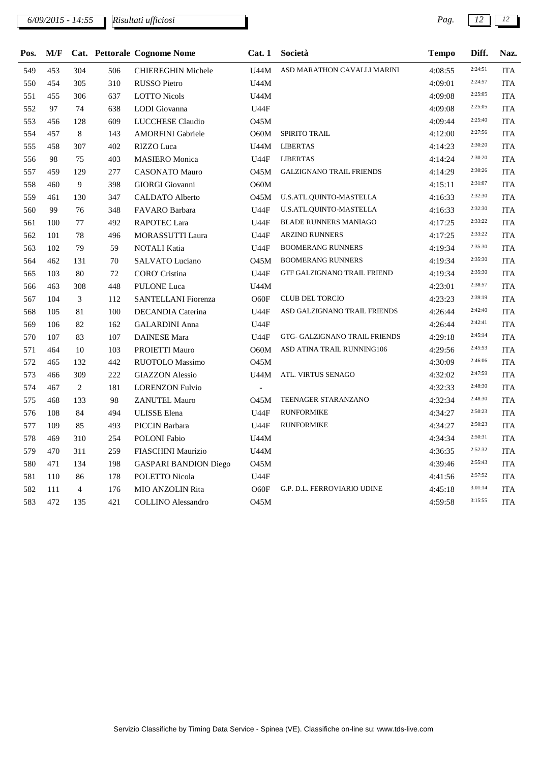| Pos. | M/F | Cat. | Pettorale | Cognome Nome | Cat. 1 | Società | Tempo | Diff. | Naz. |
|---|---|---|---|---|---|---|---|---|---|
| 549 | 453 | 304 | 506 | CHIEREGHIN Michele | U44M | ASD MARATHON CAVALLI MARINI | 4:08:55 | 2:24:51 | ITA |
| 550 | 454 | 305 | 310 | RUSSO Pietro | U44M | | 4:09:01 | 2:24:57 | ITA |
| 551 | 455 | 306 | 637 | LOTTO Nicols | U44M | | 4:09:08 | 2:25:05 | ITA |
| 552 | 97 | 74 | 638 | LODI Giovanna | U44F | | 4:09:08 | 2:25:05 | ITA |
| 553 | 456 | 128 | 609 | LUCCHESE Claudio | O45M | | 4:09:44 | 2:25:40 | ITA |
| 554 | 457 | 8 | 143 | AMORFINI Gabriele | O60M | SPIRITO TRAIL | 4:12:00 | 2:27:56 | ITA |
| 555 | 458 | 307 | 402 | RIZZO Luca | U44M | LIBERTAS | 4:14:23 | 2:30:20 | ITA |
| 556 | 98 | 75 | 403 | MASIERO Monica | U44F | LIBERTAS | 4:14:24 | 2:30:20 | ITA |
| 557 | 459 | 129 | 277 | CASONATO Mauro | O45M | GALZIGNANO TRAIL FRIENDS | 4:14:29 | 2:30:26 | ITA |
| 558 | 460 | 9 | 398 | GIORGI Giovanni | O60M | | 4:15:11 | 2:31:07 | ITA |
| 559 | 461 | 130 | 347 | CALDATO Alberto | O45M | U.S.ATL.QUINTO-MASTELLA | 4:16:33 | 2:32:30 | ITA |
| 560 | 99 | 76 | 348 | FAVARO Barbara | U44F | U.S.ATL.QUINTO-MASTELLA | 4:16:33 | 2:32:30 | ITA |
| 561 | 100 | 77 | 492 | RAPOTEC Lara | U44F | BLADE RUNNERS MANIAGO | 4:17:25 | 2:33:22 | ITA |
| 562 | 101 | 78 | 496 | MORASSUTTI Laura | U44F | ARZINO RUNNERS | 4:17:25 | 2:33:22 | ITA |
| 563 | 102 | 79 | 59 | NOTALI Katia | U44F | BOOMERANG RUNNERS | 4:19:34 | 2:35:30 | ITA |
| 564 | 462 | 131 | 70 | SALVATO Luciano | O45M | BOOMERANG RUNNERS | 4:19:34 | 2:35:30 | ITA |
| 565 | 103 | 80 | 72 | CORO' Cristina | U44F | GTF GALZIGNANO TRAIL FRIEND | 4:19:34 | 2:35:30 | ITA |
| 566 | 463 | 308 | 448 | PULONE Luca | U44M | | 4:23:01 | 2:38:57 | ITA |
| 567 | 104 | 3 | 112 | SANTELLANI Fiorenza | O60F | CLUB DEL TORCIO | 4:23:23 | 2:39:19 | ITA |
| 568 | 105 | 81 | 100 | DECANDIA Caterina | U44F | ASD GALZIGNANO TRAIL FRIENDS | 4:26:44 | 2:42:40 | ITA |
| 569 | 106 | 82 | 162 | GALARDINI Anna | U44F | | 4:26:44 | 2:42:41 | ITA |
| 570 | 107 | 83 | 107 | DAINESE Mara | U44F | GTG- GALZIGNANO TRAIL FRIENDS | 4:29:18 | 2:45:14 | ITA |
| 571 | 464 | 10 | 103 | PROIETTI Mauro | O60M | ASD ATINA TRAIL RUNNING106 | 4:29:56 | 2:45:53 | ITA |
| 572 | 465 | 132 | 442 | RUOTOLO Massimo | O45M | | 4:30:09 | 2:46:06 | ITA |
| 573 | 466 | 309 | 222 | GIAZZON Alessio | U44M | ATL. VIRTUS SENAGO | 4:32:02 | 2:47:59 | ITA |
| 574 | 467 | 2 | 181 | LORENZON Fulvio | - | | 4:32:33 | 2:48:30 | ITA |
| 575 | 468 | 133 | 98 | ZANUTEL Mauro | O45M | TEENAGER STARANZANO | 4:32:34 | 2:48:30 | ITA |
| 576 | 108 | 84 | 494 | ULISSE Elena | U44F | RUNFORMIKE | 4:34:27 | 2:50:23 | ITA |
| 577 | 109 | 85 | 493 | PICCIN Barbara | U44F | RUNFORMIKE | 4:34:27 | 2:50:23 | ITA |
| 578 | 469 | 310 | 254 | POLONI Fabio | U44M | | 4:34:34 | 2:50:31 | ITA |
| 579 | 470 | 311 | 259 | FIASCHINI Maurizio | U44M | | 4:36:35 | 2:52:32 | ITA |
| 580 | 471 | 134 | 198 | GASPARI BANDION Diego | O45M | | 4:39:46 | 2:55:43 | ITA |
| 581 | 110 | 86 | 178 | POLETTO Nicola | U44F | | 4:41:56 | 2:57:52 | ITA |
| 582 | 111 | 4 | 176 | MIO ANZOLIN Rita | O60F | G.P. D.L. FERROVIARIO UDINE | 4:45:18 | 3:01:14 | ITA |
| 583 | 472 | 135 | 421 | COLLINO Alessandro | O45M | | 4:59:58 | 3:15:55 | ITA |